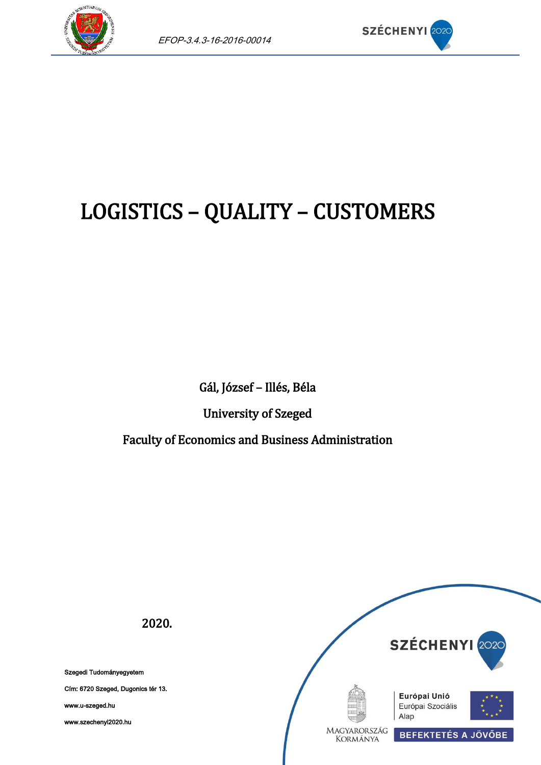EFOP-3.4.3-16-2016-00014

# LOGISTICS – QUALITY – CUSTOMERS

Gál, József – Illés, Béla

University of Szeged

Faculty of Economics and Business Administration

2020.

Szegedi Tudományegyetem

Cím: 6720 Szeged, Dugonics tér 13.

www.u-szeged.hu

www.szechenyi2020.hu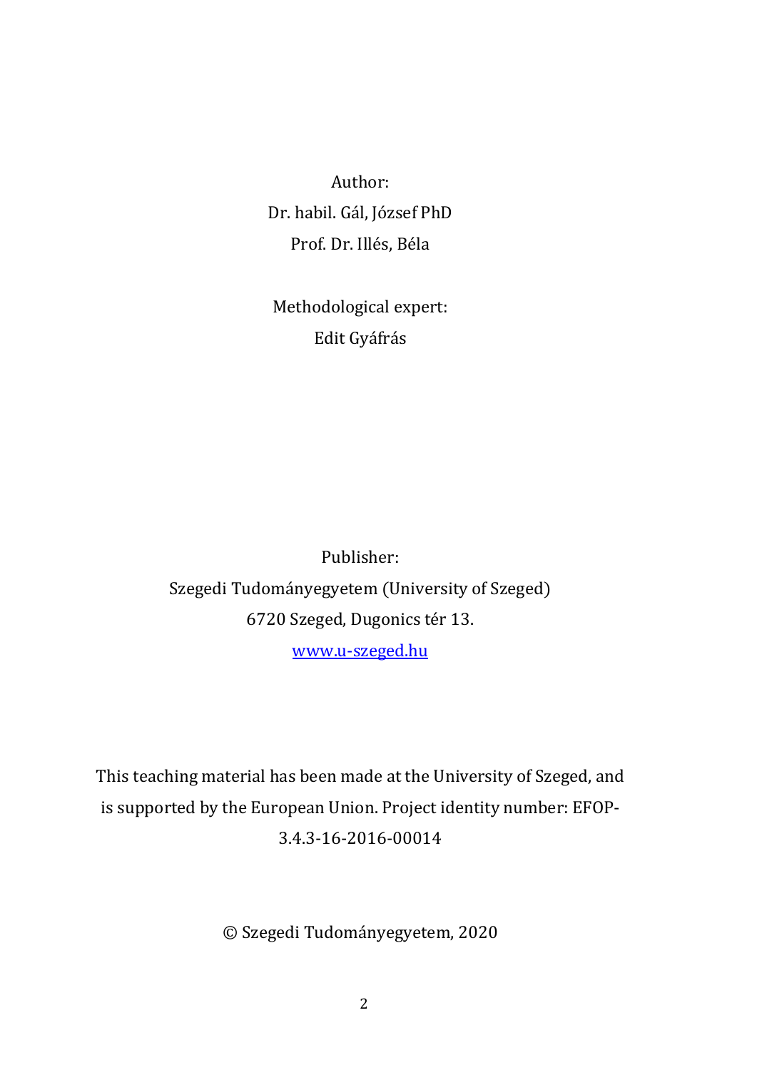Author:

Dr. habil. Gál, József PhD

Prof. Dr. Illés, Béla

Methodological expert:

Edit Gyáfrás

Publisher:

Szegedi Tudományegyetem (University of Szeged)

6720 Szeged, Dugonics tér 13.

[www.u-szeged.hu](http://www.u-szeged.hu)

This teaching material has been made at the University of Szeged, and is supported by the European Union. Project identity number: EFOP-3.4.3-16-2016-00014

© Szegedi Tudományegyetem, 2020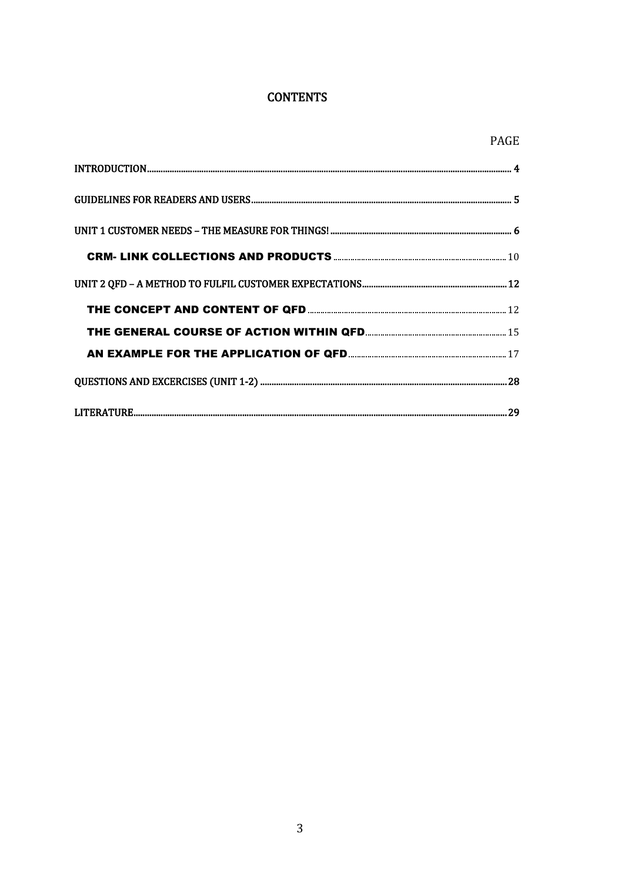# CONTENTS

| | PAGE |
|---|---|
| INTRODUCTION | 4 |
| GUIDELINES FOR READERS AND USERS | 5 |
| UNIT 1 CUSTOMER NEEDS – THE MEASURE FOR THINGS! | 6 |
| CRM- LINK COLLECTIONS AND PRODUCTS | 10 |
| UNIT 2 QFD – A METHOD TO FULFIL CUSTOMER EXPECTATIONS | 12 |
| THE CONCEPT AND CONTENT OF QFD | 12 |
| THE GENERAL COURSE OF ACTION WITHIN QFD | 15 |
| AN EXAMPLE FOR THE APPLICATION OF QFD | 17 |
| QUESTIONS AND EXCERCISES (UNIT 1-2) | 28 |
| LITERATURE | 29 |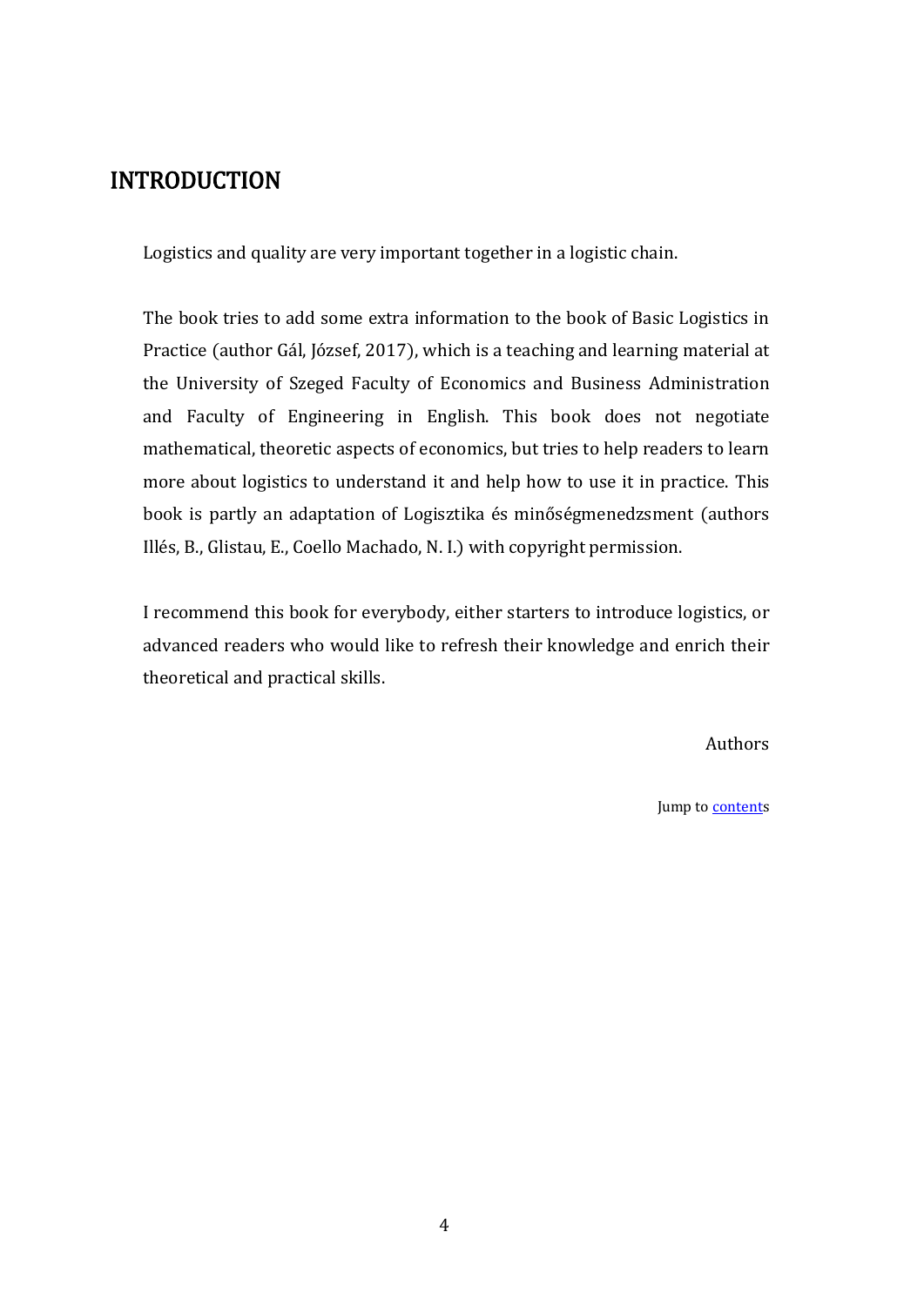# INTRODUCTION

Logistics and quality are very important together in a logistic chain.

The book tries to add some extra information to the book of Basic Logistics in Practice (author Gál, József, 2017), which is a teaching and learning material at the University of Szeged Faculty of Economics and Business Administration and Faculty of Engineering in English. This book does not negotiate mathematical, theoretic aspects of economics, but tries to help readers to learn more about logistics to understand it and help how to use it in practice. This book is partly an adaptation of Logisztika és minőségmenedzsment (authors Illés, B., Glistau, E., Coello Machado, N. I.) with copyright permission.

I recommend this book for everybody, either starters to introduce logistics, or advanced readers who would like to refresh their knowledge and enrich their theoretical and practical skills.

Authors

Jump to contents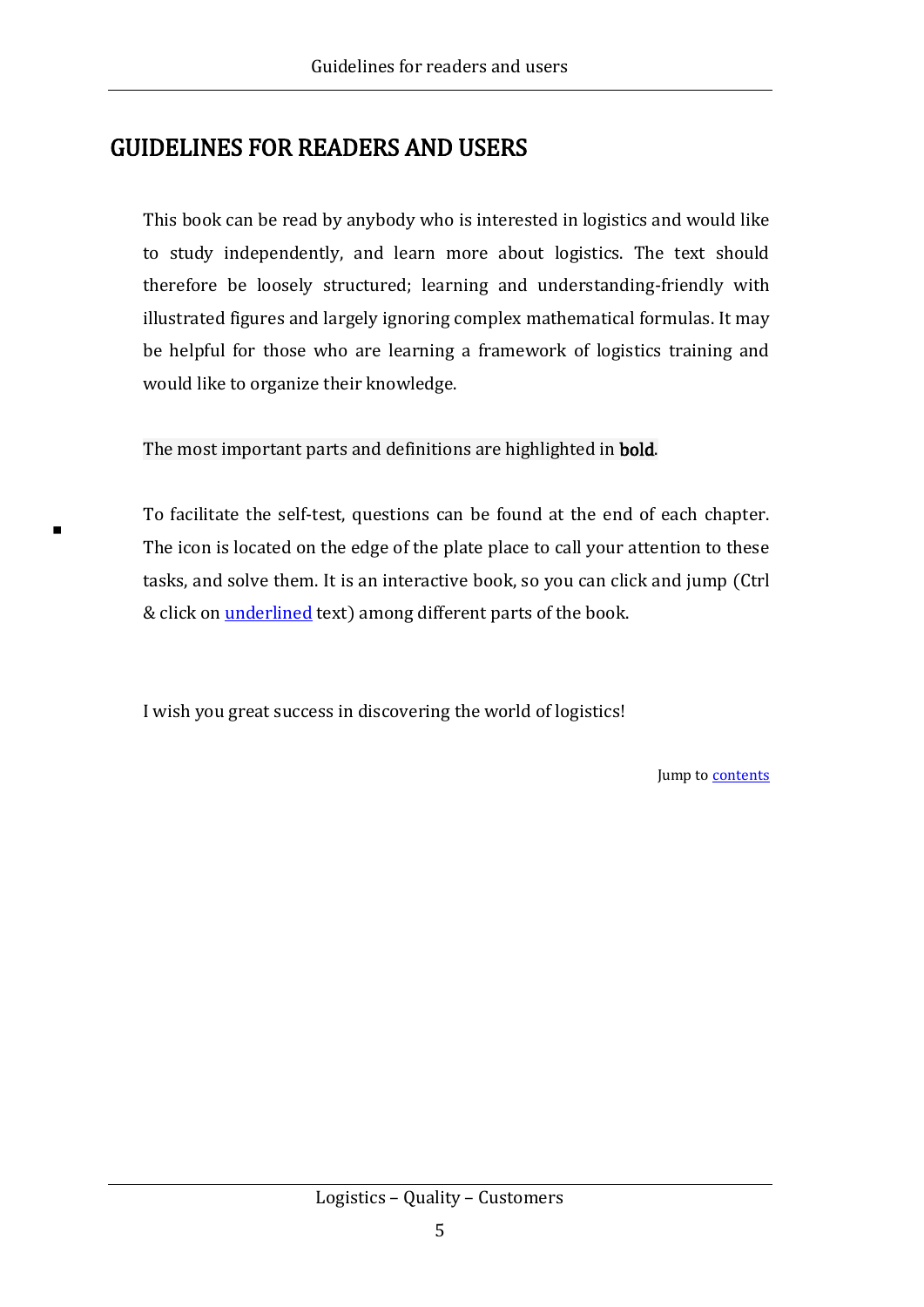# GUIDELINES FOR READERS AND USERS

This book can be read by anybody who is interested in logistics and would like to study independently, and learn more about logistics. The text should therefore be loosely structured; learning and understanding-friendly with illustrated figures and largely ignoring complex mathematical formulas. It may be helpful for those who are learning a framework of logistics training and would like to organize their knowledge.

The most important parts and definitions are highlighted in **bold**.

To facilitate the self-test, questions can be found at the end of each chapter. The icon is located on the edge of the plate place to call your attention to these tasks, and solve them. It is an interactive book, so you can click and jump (Ctrl & click on underlined text) among different parts of the book.

I wish you great success in discovering the world of logistics!

Jump to contents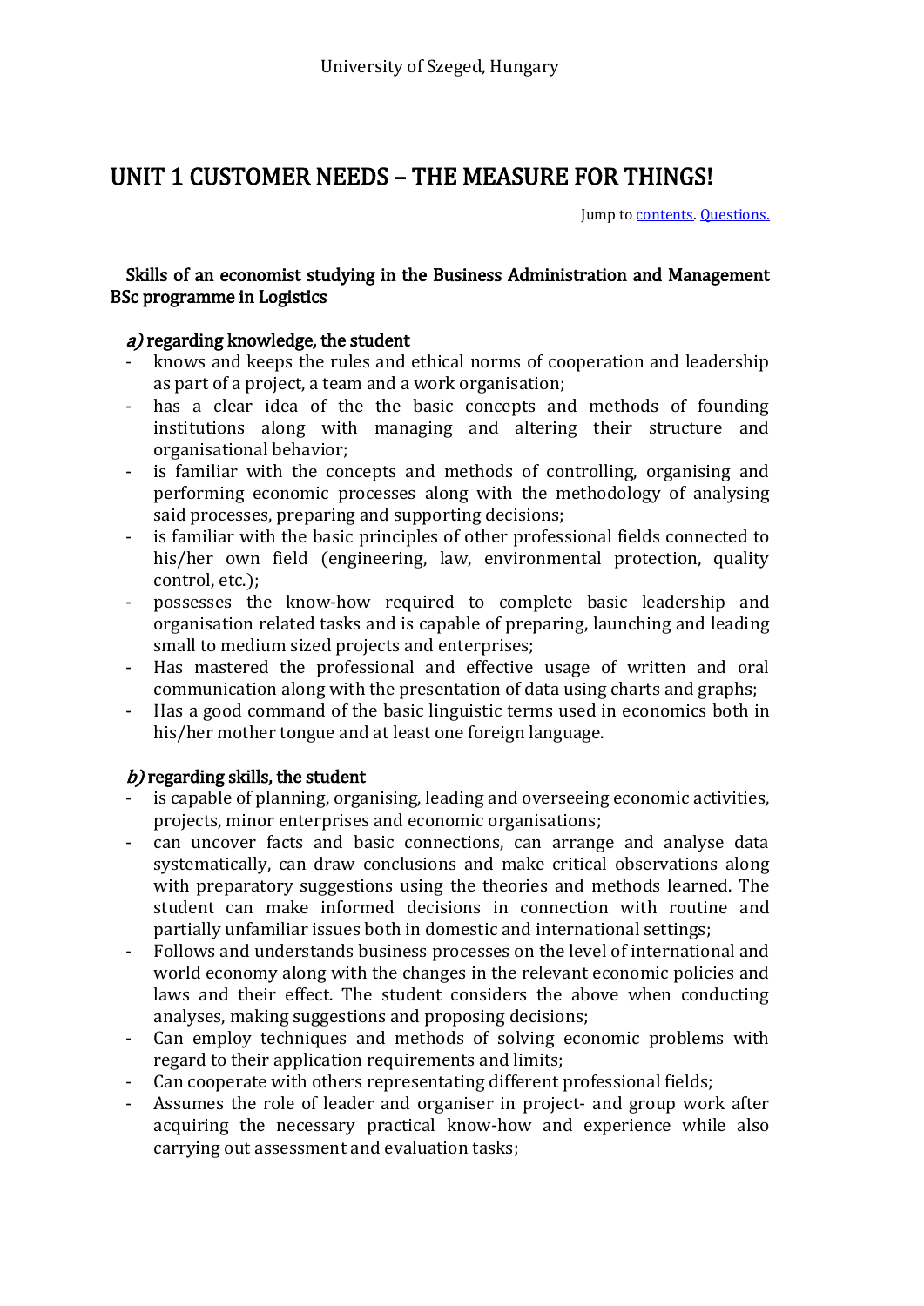# UNIT 1 CUSTOMER NEEDS – THE MEASURE FOR THINGS!

Jump to [contents](#). [Questions.](#)

**Skills of an economist studying in the Business Administration and Management BSc programme in Logistics**

***a)* regarding knowledge, the student**

- knows and keeps the rules and ethical norms of cooperation and leadership as part of a project, a team and a work organisation;
- has a clear idea of the the basic concepts and methods of founding institutions along with managing and altering their structure and organisational behavior;
- is familiar with the concepts and methods of controlling, organising and performing economic processes along with the methodology of analysing said processes, preparing and supporting decisions;
- is familiar with the basic principles of other professional fields connected to his/her own field (engineering, law, environmental protection, quality control, etc.);
- possesses the know-how required to complete basic leadership and organisation related tasks and is capable of preparing, launching and leading small to medium sized projects and enterprises;
- Has mastered the professional and effective usage of written and oral communication along with the presentation of data using charts and graphs;
- Has a good command of the basic linguistic terms used in economics both in his/her mother tongue and at least one foreign language.

***b)* regarding skills, the student**

- is capable of planning, organising, leading and overseeing economic activities, projects, minor enterprises and economic organisations;
- can uncover facts and basic connections, can arrange and analyse data systematically, can draw conclusions and make critical observations along with preparatory suggestions using the theories and methods learned. The student can make informed decisions in connection with routine and partially unfamiliar issues both in domestic and international settings;
- Follows and understands business processes on the level of international and world economy along with the changes in the relevant economic policies and laws and their effect. The student considers the above when conducting analyses, making suggestions and proposing decisions;
- Can employ techniques and methods of solving economic problems with regard to their application requirements and limits;
- Can cooperate with others representating different professional fields;
- Assumes the role of leader and organiser in project- and group work after acquiring the necessary practical know-how and experience while also carrying out assessment and evaluation tasks;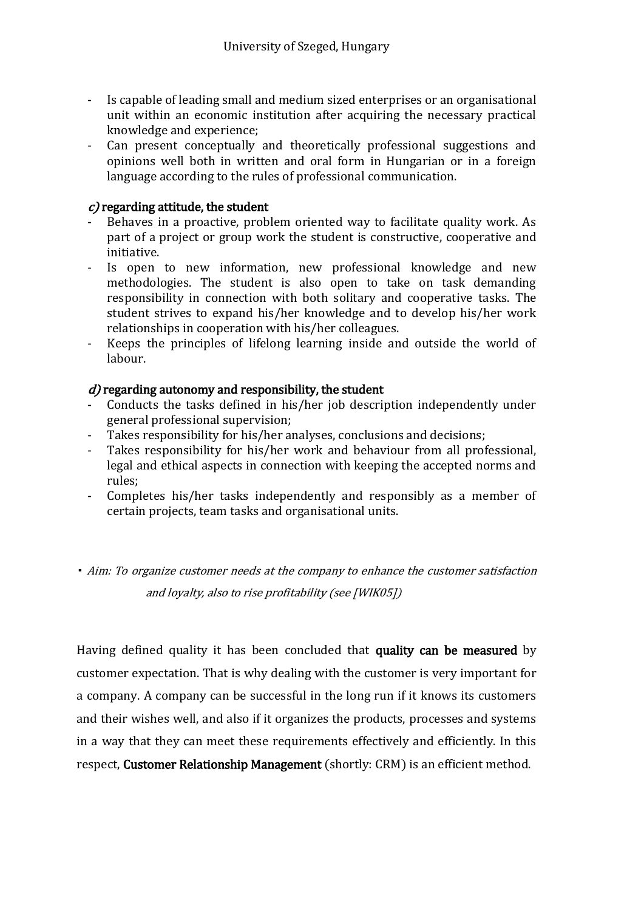- Is capable of leading small and medium sized enterprises or an organisational unit within an economic institution after acquiring the necessary practical knowledge and experience;
- Can present conceptually and theoretically professional suggestions and opinions well both in written and oral form in Hungarian or in a foreign language according to the rules of professional communication.

***c)* regarding attitude, the student**

- Behaves in a proactive, problem oriented way to facilitate quality work. As part of a project or group work the student is constructive, cooperative and initiative.
- Is open to new information, new professional knowledge and new methodologies. The student is also open to take on task demanding responsibility in connection with both solitary and cooperative tasks. The student strives to expand his/her knowledge and to develop his/her work relationships in cooperation with his/her colleagues.
- Keeps the principles of lifelong learning inside and outside the world of labour.

***d)* regarding autonomy and responsibility, the student**

- Conducts the tasks defined in his/her job description independently under general professional supervision;
- Takes responsibility for his/her analyses, conclusions and decisions;
- Takes responsibility for his/her work and behaviour from all professional, legal and ethical aspects in connection with keeping the accepted norms and rules;
- Completes his/her tasks independently and responsibly as a member of certain projects, team tasks and organisational units.

- *Aim: To organize customer needs at the company to enhance the customer satisfaction and loyalty, also to rise profitability (see [WIK05])*

Having defined quality it has been concluded that **quality can be measured** by customer expectation. That is why dealing with the customer is very important for a company. A company can be successful in the long run if it knows its customers and their wishes well, and also if it organizes the products, processes and systems in a way that they can meet these requirements effectively and efficiently. In this respect, **Customer Relationship Management** (shortly: CRM) is an efficient method.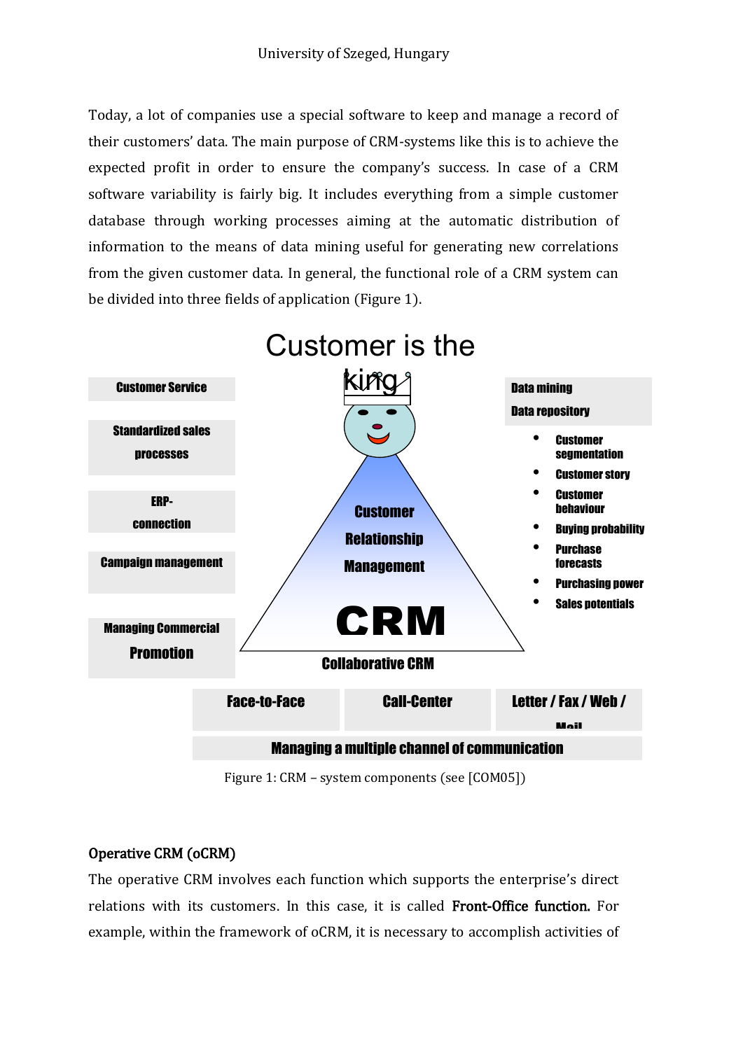Today, a lot of companies use a special software to keep and manage a record of their customers' data. The main purpose of CRM-systems like this is to achieve the expected profit in order to ensure the company's success. In case of a CRM software variability is fairly big. It includes everything from a simple customer database through working processes aiming at the automatic distribution of information to the means of data mining useful for generating new correlations from the given customer data. In general, the functional role of a CRM system can be divided into three fields of application (Figure 1).

Customer is the king

Customer Service

Standardized sales processes

ERP-connection

Campaign management

Managing Commercial Promotion

Customer Relationship Management

CRM

Collaborative CRM

Data mining

Data repository

- Customer segmentation
- Customer story
- Customer behaviour
- Buying probability
- Purchase forecasts
- Purchasing power
- Sales potentials

Face-to-Face

Call-Center

Letter / Fax / Web / Mail

Managing a multiple channel of communication

Figure 1: CRM – system components (see [COM05])

### Operative CRM (oCRM)

The operative CRM involves each function which supports the enterprise's direct relations with its customers. In this case, it is called **Front-Office function.** For example, within the framework of oCRM, it is necessary to accomplish activities of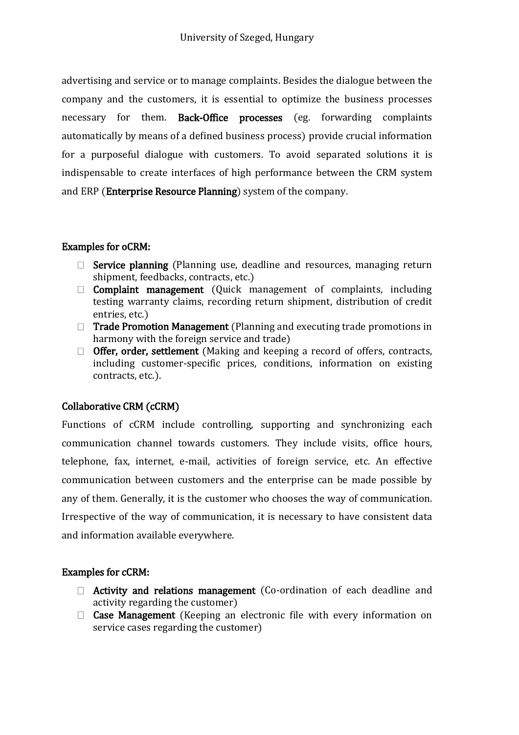advertising and service or to manage complaints. Besides the dialogue between the company and the customers, it is essential to optimize the business processes necessary for them. **Back-Office processes** (eg. forwarding complaints automatically by means of a defined business process) provide crucial information for a purposeful dialogue with customers. To avoid separated solutions it is indispensable to create interfaces of high performance between the CRM system and ERP (**Enterprise Resource Planning**) system of the company.

### Examples for oCRM:

- **Service planning** (Planning use, deadline and resources, managing return shipment, feedbacks, contracts, etc.)
- **Complaint management** (Quick management of complaints, including testing warranty claims, recording return shipment, distribution of credit entries, etc.)
- **Trade Promotion Management** (Planning and executing trade promotions in harmony with the foreign service and trade)
- **Offer, order, settlement** (Making and keeping a record of offers, contracts, including customer-specific prices, conditions, information on existing contracts, etc.).

### Collaborative CRM (cCRM)

Functions of cCRM include controlling, supporting and synchronizing each communication channel towards customers. They include visits, office hours, telephone, fax, internet, e-mail, activities of foreign service, etc. An effective communication between customers and the enterprise can be made possible by any of them. Generally, it is the customer who chooses the way of communication. Irrespective of the way of communication, it is necessary to have consistent data and information available everywhere.

### Examples for cCRM:

- **Activity and relations management** (Co-ordination of each deadline and activity regarding the customer)
- **Case Management** (Keeping an electronic file with every information on service cases regarding the customer)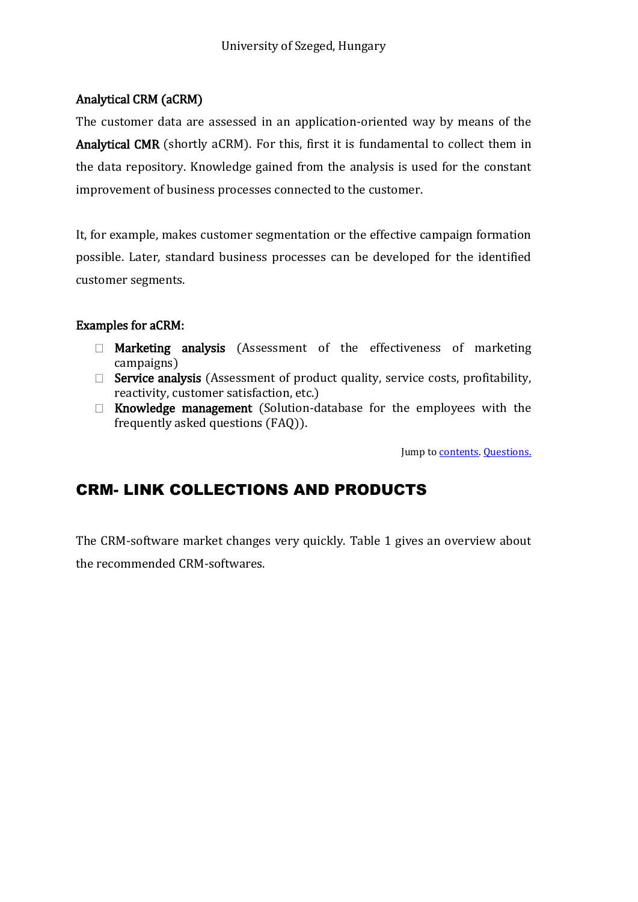**Analytical CRM (aCRM)**

The customer data are assessed in an application-oriented way by means of the **Analytical CMR** (shortly aCRM). For this, first it is fundamental to collect them in the data repository. Knowledge gained from the analysis is used for the constant improvement of business processes connected to the customer.

It, for example, makes customer segmentation or the effective campaign formation possible. Later, standard business processes can be developed for the identified customer segments.

**Examples for aCRM:**

- **Marketing analysis** (Assessment of the effectiveness of marketing campaigns)
- **Service analysis** (Assessment of product quality, service costs, profitability, reactivity, customer satisfaction, etc.)
- **Knowledge management** (Solution-database for the employees with the frequently asked questions (FAQ)).

Jump to contents. Questions.

## CRM- LINK COLLECTIONS AND PRODUCTS

The CRM-software market changes very quickly. Table 1 gives an overview about the recommended CRM-softwares.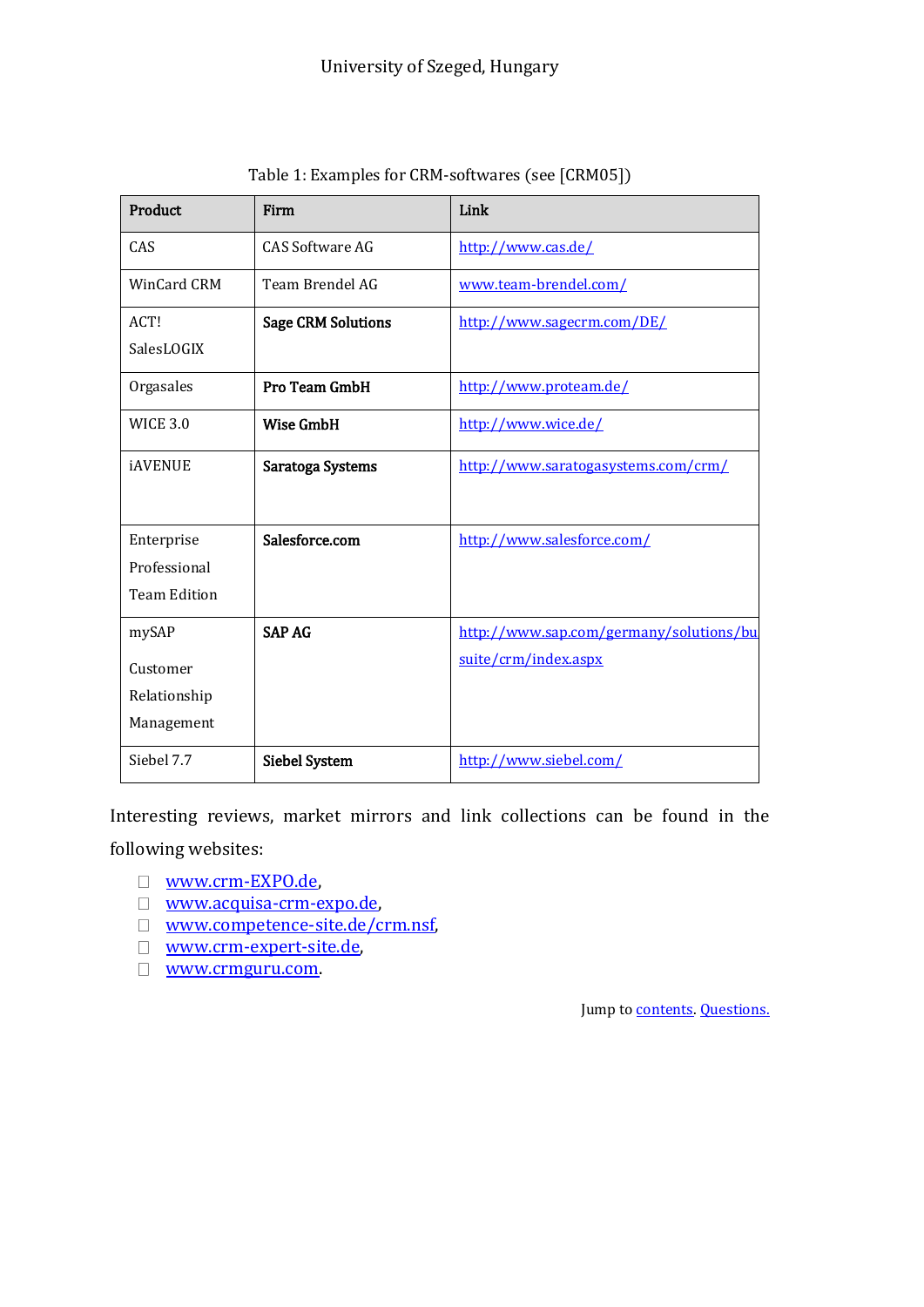Table 1: Examples for CRM-softwares (see [CRM05])

| Product | Firm | Link |
|---|---|---|
| CAS | CAS Software AG | http://www.cas.de/ |
| WinCard CRM | Team Brendel AG | www.team-brendel.com/ |
| ACT!<br>SalesLOGIX | **Sage CRM Solutions** | http://www.sagecrm.com/DE/ |
| Orgasales | **Pro Team GmbH** | http://www.proteam.de/ |
| WICE 3.0 | **Wise GmbH** | http://www.wice.de/ |
| iAVENUE | **Saratoga Systems** | http://www.saratogasystems.com/crm/ |
| Enterprise<br>Professional<br>Team Edition | **Salesforce.com** | http://www.salesforce.com/ |
| mySAP<br>Customer Relationship Management | **SAP AG** | http://www.sap.com/germany/solutions/bu suite/crm/index.aspx |
| Siebel 7.7 | **Siebel System** | http://www.siebel.com/ |

Interesting reviews, market mirrors and link collections can be found in the following websites:

- www.crm-EXPO.de,
- www.acquisa-crm-expo.de,
- www.competence-site.de/crm.nsf,
- www.crm-expert-site.de,
- www.crmguru.com.

Jump to contents. Questions.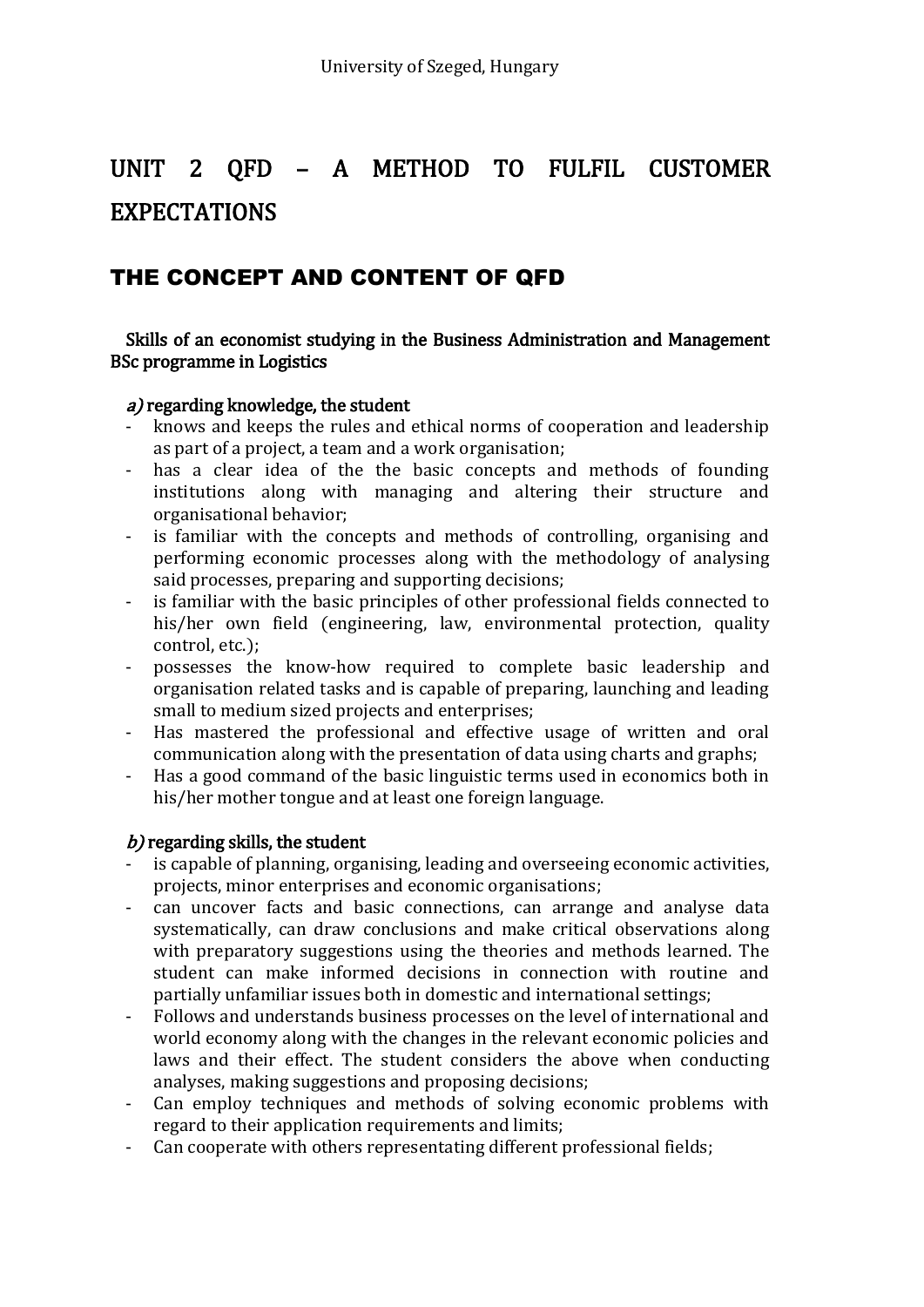# UNIT 2 QFD – A METHOD TO FULFIL CUSTOMER EXPECTATIONS

## THE CONCEPT AND CONTENT OF QFD

**Skills of an economist studying in the Business Administration and Management BSc programme in Logistics**

***a)* regarding knowledge, the student**

- knows and keeps the rules and ethical norms of cooperation and leadership as part of a project, a team and a work organisation;
- has a clear idea of the the basic concepts and methods of founding institutions along with managing and altering their structure and organisational behavior;
- is familiar with the concepts and methods of controlling, organising and performing economic processes along with the methodology of analysing said processes, preparing and supporting decisions;
- is familiar with the basic principles of other professional fields connected to his/her own field (engineering, law, environmental protection, quality control, etc.);
- possesses the know-how required to complete basic leadership and organisation related tasks and is capable of preparing, launching and leading small to medium sized projects and enterprises;
- Has mastered the professional and effective usage of written and oral communication along with the presentation of data using charts and graphs;
- Has a good command of the basic linguistic terms used in economics both in his/her mother tongue and at least one foreign language.

***b)* regarding skills, the student**

- is capable of planning, organising, leading and overseeing economic activities, projects, minor enterprises and economic organisations;
- can uncover facts and basic connections, can arrange and analyse data systematically, can draw conclusions and make critical observations along with preparatory suggestions using the theories and methods learned. The student can make informed decisions in connection with routine and partially unfamiliar issues both in domestic and international settings;
- Follows and understands business processes on the level of international and world economy along with the changes in the relevant economic policies and laws and their effect. The student considers the above when conducting analyses, making suggestions and proposing decisions;
- Can employ techniques and methods of solving economic problems with regard to their application requirements and limits;
- Can cooperate with others representating different professional fields;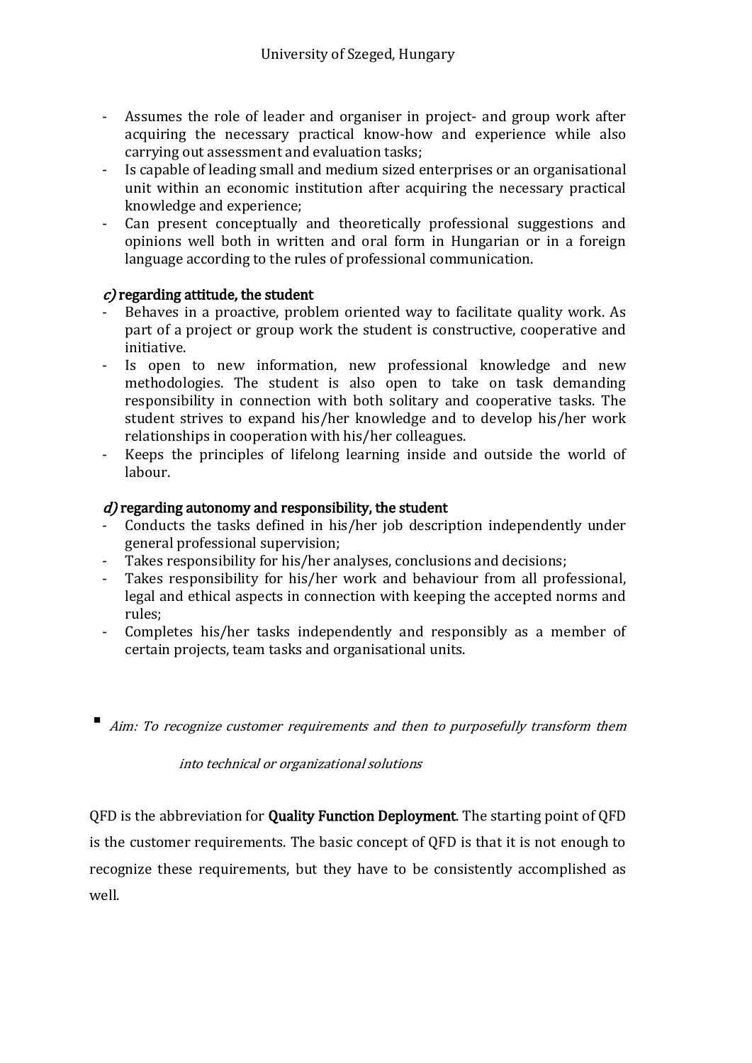- Assumes the role of leader and organiser in project- and group work after acquiring the necessary practical know-how and experience while also carrying out assessment and evaluation tasks;
- Is capable of leading small and medium sized enterprises or an organisational unit within an economic institution after acquiring the necessary practical knowledge and experience;
- Can present conceptually and theoretically professional suggestions and opinions well both in written and oral form in Hungarian or in a foreign language according to the rules of professional communication.

**c) regarding attitude, the student**

- Behaves in a proactive, problem oriented way to facilitate quality work. As part of a project or group work the student is constructive, cooperative and initiative.
- Is open to new information, new professional knowledge and new methodologies. The student is also open to take on task demanding responsibility in connection with both solitary and cooperative tasks. The student strives to expand his/her knowledge and to develop his/her work relationships in cooperation with his/her colleagues.
- Keeps the principles of lifelong learning inside and outside the world of labour.

**d) regarding autonomy and responsibility, the student**

- Conducts the tasks defined in his/her job description independently under general professional supervision;
- Takes responsibility for his/her analyses, conclusions and decisions;
- Takes responsibility for his/her work and behaviour from all professional, legal and ethical aspects in connection with keeping the accepted norms and rules;
- Completes his/her tasks independently and responsibly as a member of certain projects, team tasks and organisational units.

- *Aim: To recognize customer requirements and then to purposefully transform them into technical or organizational solutions*

QFD is the abbreviation for **Quality Function Deployment**. The starting point of QFD is the customer requirements. The basic concept of QFD is that it is not enough to recognize these requirements, but they have to be consistently accomplished as well.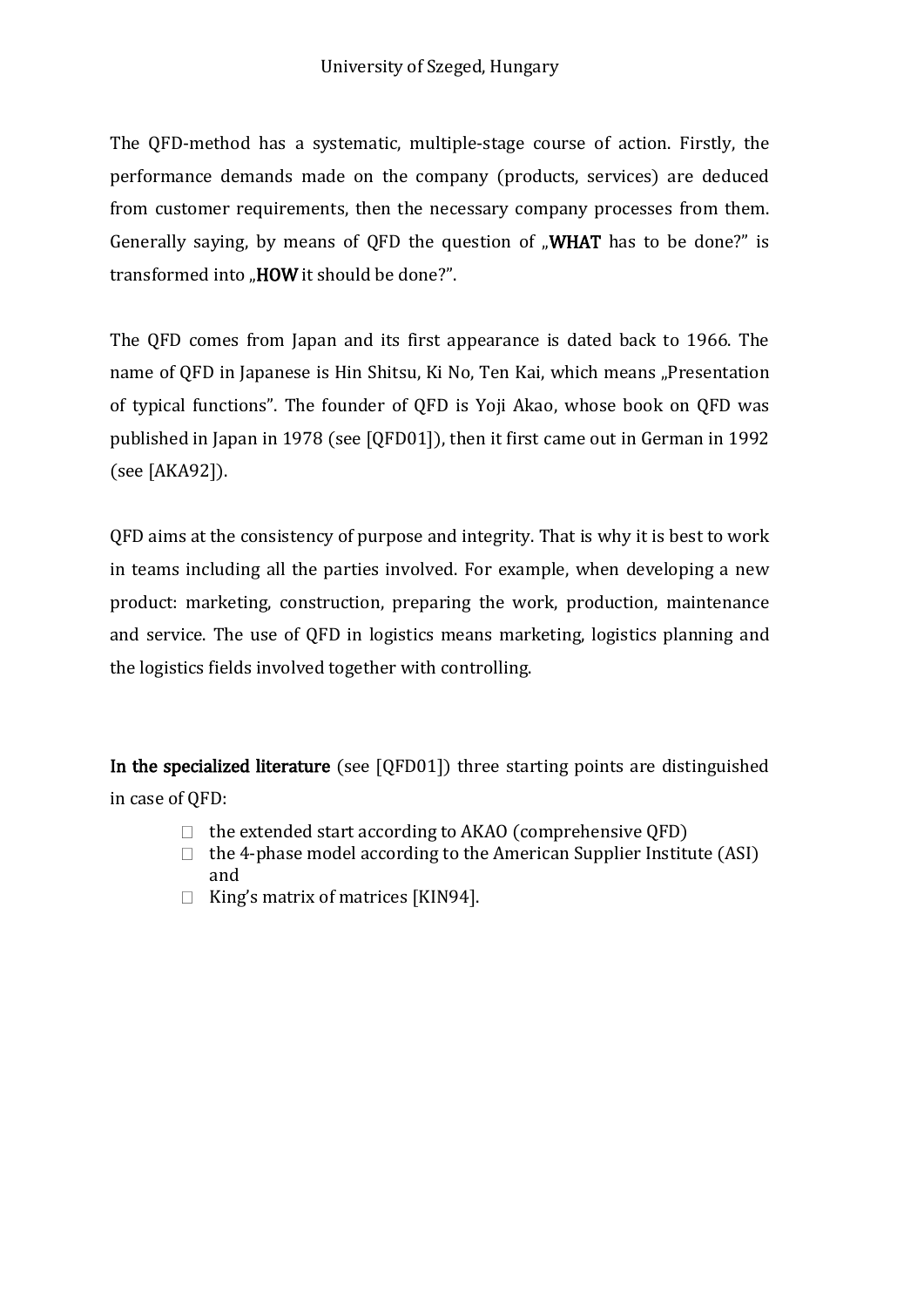The QFD-method has a systematic, multiple-stage course of action. Firstly, the performance demands made on the company (products, services) are deduced from customer requirements, then the necessary company processes from them. Generally saying, by means of QFD the question of „**WHAT** has to be done?" is transformed into „**HOW** it should be done?".

The QFD comes from Japan and its first appearance is dated back to 1966. The name of QFD in Japanese is Hin Shitsu, Ki No, Ten Kai, which means „Presentation of typical functions". The founder of QFD is Yoji Akao, whose book on QFD was published in Japan in 1978 (see [QFD01]), then it first came out in German in 1992 (see [AKA92]).

QFD aims at the consistency of purpose and integrity. That is why it is best to work in teams including all the parties involved. For example, when developing a new product: marketing, construction, preparing the work, production, maintenance and service. The use of QFD in logistics means marketing, logistics planning and the logistics fields involved together with controlling.

**In the specialized literature** (see [QFD01]) three starting points are distinguished in case of QFD:

- the extended start according to AKAO (comprehensive QFD)
- the 4-phase model according to the American Supplier Institute (ASI) and
- King's matrix of matrices [KIN94].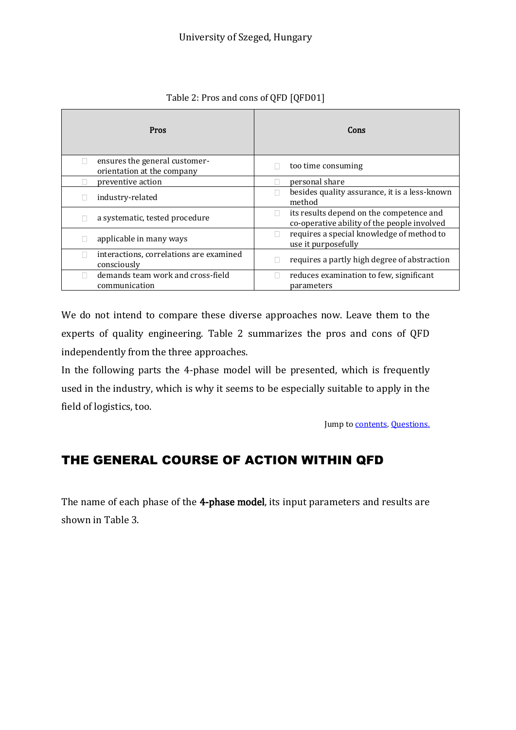Table 2: Pros and cons of QFD [QFD01]

| Pros | Cons |
|---|---|
| ensures the general customer-orientation at the company | too time consuming |
| preventive action | personal share |
| industry-related | besides quality assurance, it is a less-known method |
| a systematic, tested procedure | its results depend on the competence and co-operative ability of the people involved |
| applicable in many ways | requires a special knowledge of method to use it purposefully |
| interactions, correlations are examined consciously | requires a partly high degree of abstraction |
| demands team work and cross-field communication | reduces examination to few, significant parameters |

We do not intend to compare these diverse approaches now. Leave them to the experts of quality engineering. Table 2 summarizes the pros and cons of QFD independently from the three approaches.

In the following parts the 4-phase model will be presented, which is frequently used in the industry, which is why it seems to be especially suitable to apply in the field of logistics, too.

Jump to contents. Questions.

## THE GENERAL COURSE OF ACTION WITHIN QFD

The name of each phase of the **4-phase model**, its input parameters and results are shown in Table 3.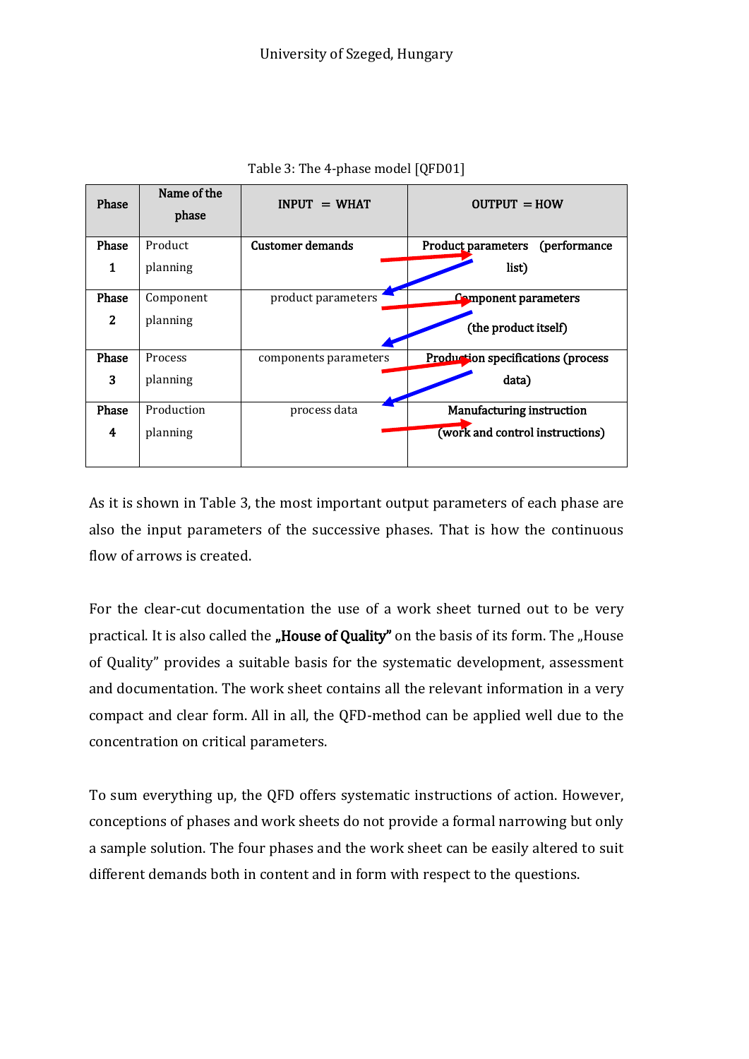Table 3: The 4-phase model [QFD01]

| Phase | Name of the phase | INPUT = WHAT | OUTPUT = HOW |
|---|---|---|---|
| Phase 1 | Product planning | **Customer demands** | **Product parameters (performance list)** |
| Phase 2 | Component planning | product parameters | **Component parameters (the product itself)** |
| Phase 3 | Process planning | components parameters | **Production specifications (process data)** |
| Phase 4 | Production planning | process data | **Manufacturing instruction (work and control instructions)** |

As it is shown in Table 3, the most important output parameters of each phase are also the input parameters of the successive phases. That is how the continuous flow of arrows is created.

For the clear-cut documentation the use of a work sheet turned out to be very practical. It is also called the **„House of Quality"** on the basis of its form. The „House of Quality" provides a suitable basis for the systematic development, assessment and documentation. The work sheet contains all the relevant information in a very compact and clear form. All in all, the QFD-method can be applied well due to the concentration on critical parameters.

To sum everything up, the QFD offers systematic instructions of action. However, conceptions of phases and work sheets do not provide a formal narrowing but only a sample solution. The four phases and the work sheet can be easily altered to suit different demands both in content and in form with respect to the questions.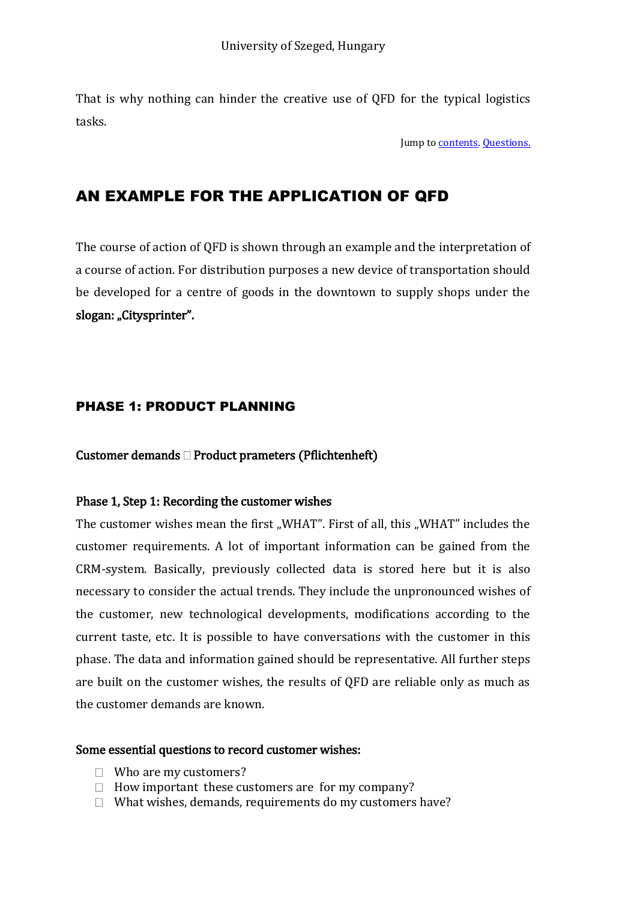That is why nothing can hinder the creative use of QFD for the typical logistics tasks.

Jump to contents. Questions.

## AN EXAMPLE FOR THE APPLICATION OF QFD

The course of action of QFD is shown through an example and the interpretation of a course of action. For distribution purposes a new device of transportation should be developed for a centre of goods in the downtown to supply shops under the **slogan: „Citysprinter".**

### PHASE 1: PRODUCT PLANNING

**Customer demands  Product prameters (Pflichtenheft)**

**Phase 1, Step 1: Recording the customer wishes**

The customer wishes mean the first „WHAT". First of all, this „WHAT" includes the customer requirements. A lot of important information can be gained from the CRM-system. Basically, previously collected data is stored here but it is also necessary to consider the actual trends. They include the unpronounced wishes of the customer, new technological developments, modifications according to the current taste, etc. It is possible to have conversations with the customer in this phase. The data and information gained should be representative. All further steps are built on the customer wishes, the results of QFD are reliable only as much as the customer demands are known.

**Some essential questions to record customer wishes:**

- Who are my customers?
- How important these customers are for my company?
- What wishes, demands, requirements do my customers have?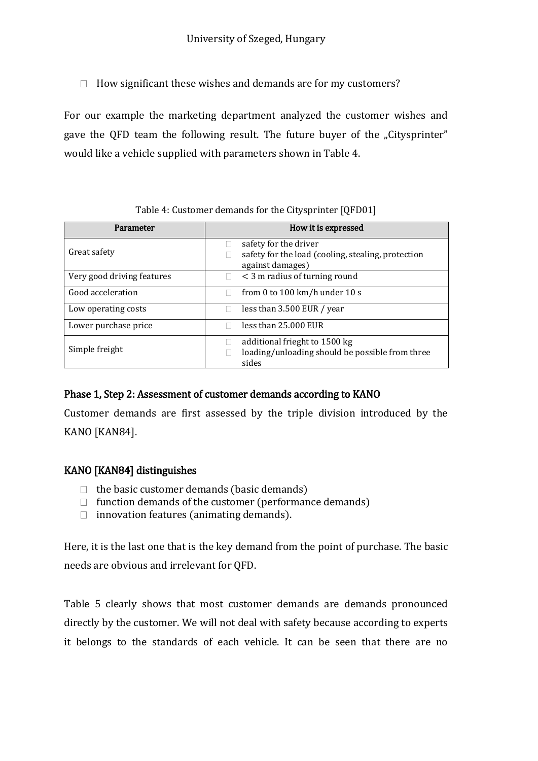- How significant these wishes and demands are for my customers?

For our example the marketing department analyzed the customer wishes and gave the QFD team the following result. The future buyer of the „Citysprinter" would like a vehicle supplied with parameters shown in Table 4.

Table 4: Customer demands for the Citysprinter [QFD01]

| Parameter | How it is expressed |
|---|---|
| Great safety | - safety for the driver<br>- safety for the load (cooling, stealing, protection against damages) |
| Very good driving features | - < 3 m radius of turning round |
| Good acceleration | - from 0 to 100 km/h under 10 s |
| Low operating costs | - less than 3.500 EUR / year |
| Lower purchase price | - less than 25.000 EUR |
| Simple freight | - additional frieght to 1500 kg<br>- loading/unloading should be possible from three sides |

### Phase 1, Step 2: Assessment of customer demands according to KANO

Customer demands are first assessed by the triple division introduced by the KANO [KAN84].

### KANO [KAN84] distinguishes

- the basic customer demands (basic demands)
- function demands of the customer (performance demands)
- innovation features (animating demands).

Here, it is the last one that is the key demand from the point of purchase. The basic needs are obvious and irrelevant for QFD.

Table 5 clearly shows that most customer demands are demands pronounced directly by the customer. We will not deal with safety because according to experts it belongs to the standards of each vehicle. It can be seen that there are no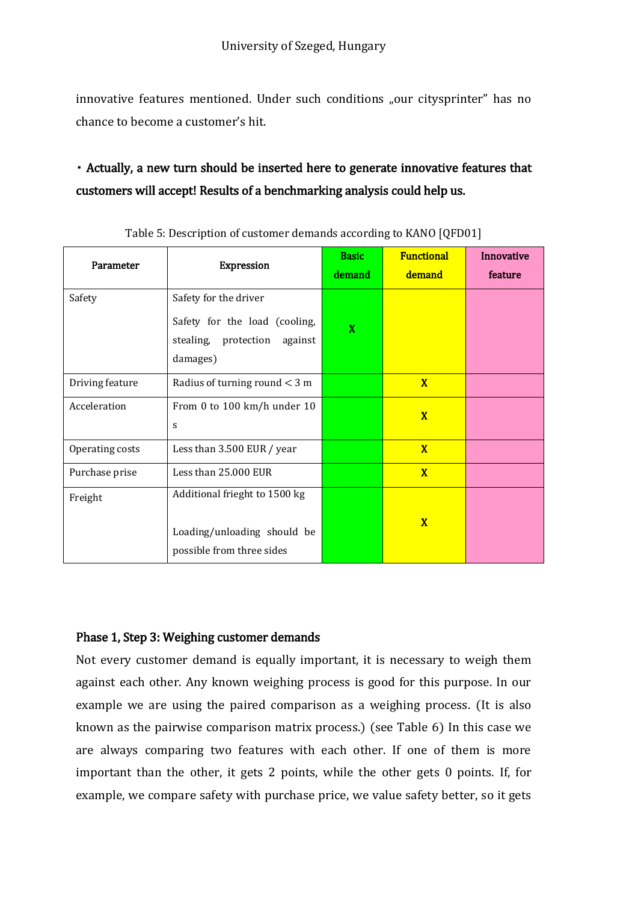innovative features mentioned. Under such conditions „our citysprinter" has no chance to become a customer's hit.

- **Actually, a new turn should be inserted here to generate innovative features that customers will accept! Results of a benchmarking analysis could help us.**

Table 5: Description of customer demands according to KANO [QFD01]

| Parameter | Expression | Basic demand | Functional demand | Innovative feature |
|---|---|---|---|---|
| Safety | Safety for the driver<br>Safety for the load (cooling, stealing, protection against damages) | X | | |
| Driving feature | Radius of turning round < 3 m | | X | |
| Acceleration | From 0 to 100 km/h under 10 s | | X | |
| Operating costs | Less than 3.500 EUR / year | | X | |
| Purchase prise | Less than 25.000 EUR | | X | |
| Freight | Additional frieght to 1500 kg<br>Loading/unloading should be possible from three sides | | X | |

## Phase 1, Step 3: Weighing customer demands

Not every customer demand is equally important, it is necessary to weigh them against each other. Any known weighing process is good for this purpose. In our example we are using the paired comparison as a weighing process. (It is also known as the pairwise comparison matrix process.) (see Table 6) In this case we are always comparing two features with each other. If one of them is more important than the other, it gets 2 points, while the other gets 0 points. If, for example, we compare safety with purchase price, we value safety better, so it gets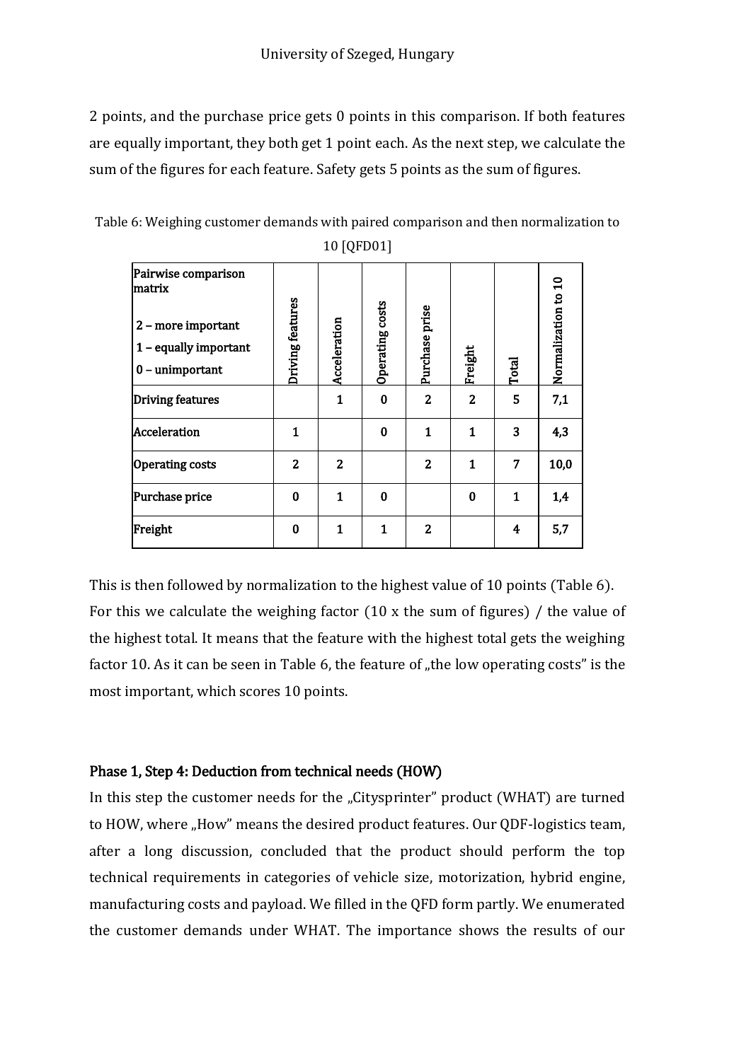2 points, and the purchase price gets 0 points in this comparison. If both features are equally important, they both get 1 point each. As the next step, we calculate the sum of the figures for each feature. Safety gets 5 points as the sum of figures.

Table 6: Weighing customer demands with paired comparison and then normalization to 10 [QFD01]

| Pairwise comparison matrix<br>2 – more important<br>1 – equally important<br>0 – unimportant | Driving features | Acceleration | Operating costs | Purchase prise | Freight | Total | Normalization to 10 |
|---|---|---|---|---|---|---|---|
| **Driving features** | | **1** | **0** | **2** | **2** | **5** | **7,1** |
| **Acceleration** | **1** | | **0** | **1** | **1** | **3** | **4,3** |
| **Operating costs** | **2** | **2** | | **2** | **1** | **7** | **10,0** |
| **Purchase price** | **0** | **1** | **0** | | **0** | **1** | **1,4** |
| **Freight** | **0** | **1** | **1** | **2** | | **4** | **5,7** |

This is then followed by normalization to the highest value of 10 points (Table 6). For this we calculate the weighing factor (10 x the sum of figures) / the value of the highest total. It means that the feature with the highest total gets the weighing factor 10. As it can be seen in Table 6, the feature of „the low operating costs" is the most important, which scores 10 points.

### Phase 1, Step 4: Deduction from technical needs (HOW)

In this step the customer needs for the „Citysprinter" product (WHAT) are turned to HOW, where „How" means the desired product features. Our QDF-logistics team, after a long discussion, concluded that the product should perform the top technical requirements in categories of vehicle size, motorization, hybrid engine, manufacturing costs and payload. We filled in the QFD form partly. We enumerated the customer demands under WHAT. The importance shows the results of our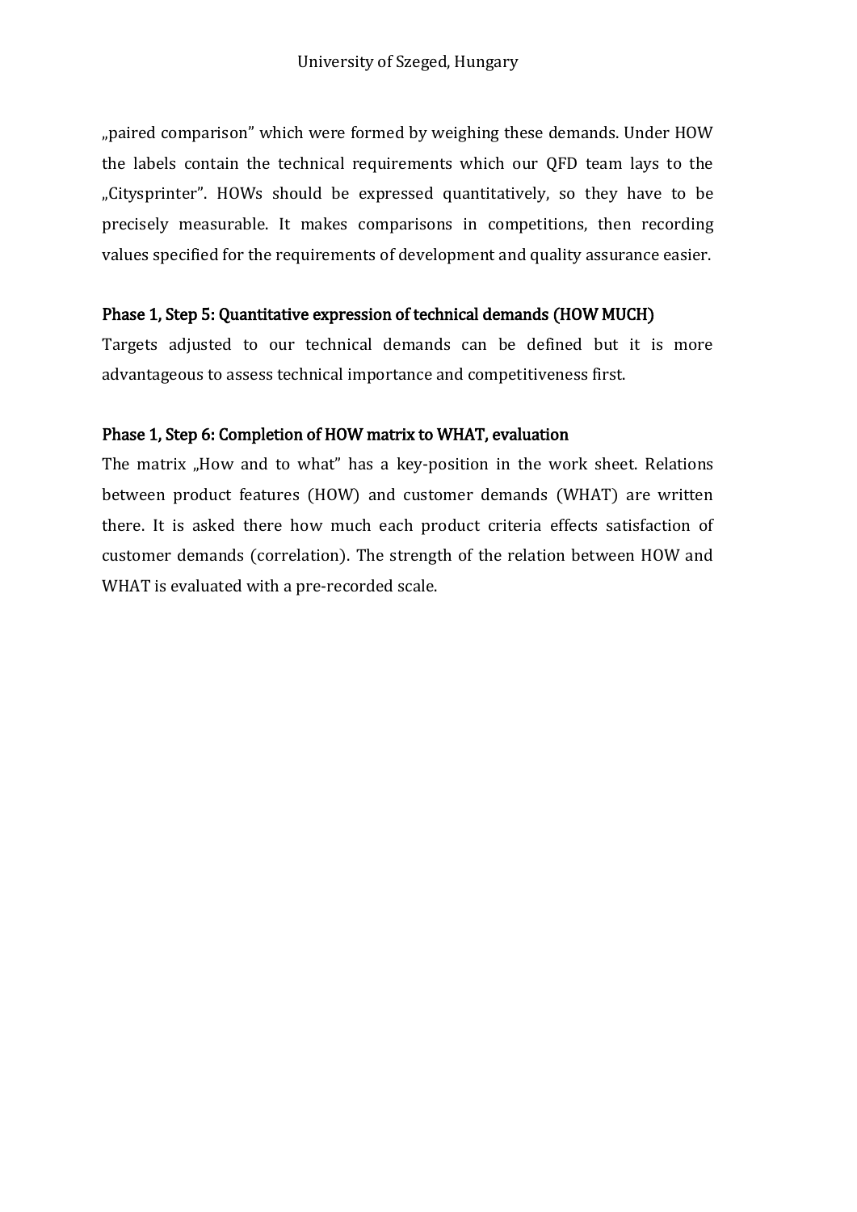„paired comparison" which were formed by weighing these demands. Under HOW the labels contain the technical requirements which our QFD team lays to the „Citysprinter". HOWs should be expressed quantitatively, so they have to be precisely measurable. It makes comparisons in competitions, then recording values specified for the requirements of development and quality assurance easier.

### Phase 1, Step 5: Quantitative expression of technical demands (HOW MUCH)

Targets adjusted to our technical demands can be defined but it is more advantageous to assess technical importance and competitiveness first.

### Phase 1, Step 6: Completion of HOW matrix to WHAT, evaluation

The matrix „How and to what" has a key-position in the work sheet. Relations between product features (HOW) and customer demands (WHAT) are written there. It is asked there how much each product criteria effects satisfaction of customer demands (correlation). The strength of the relation between HOW and WHAT is evaluated with a pre-recorded scale.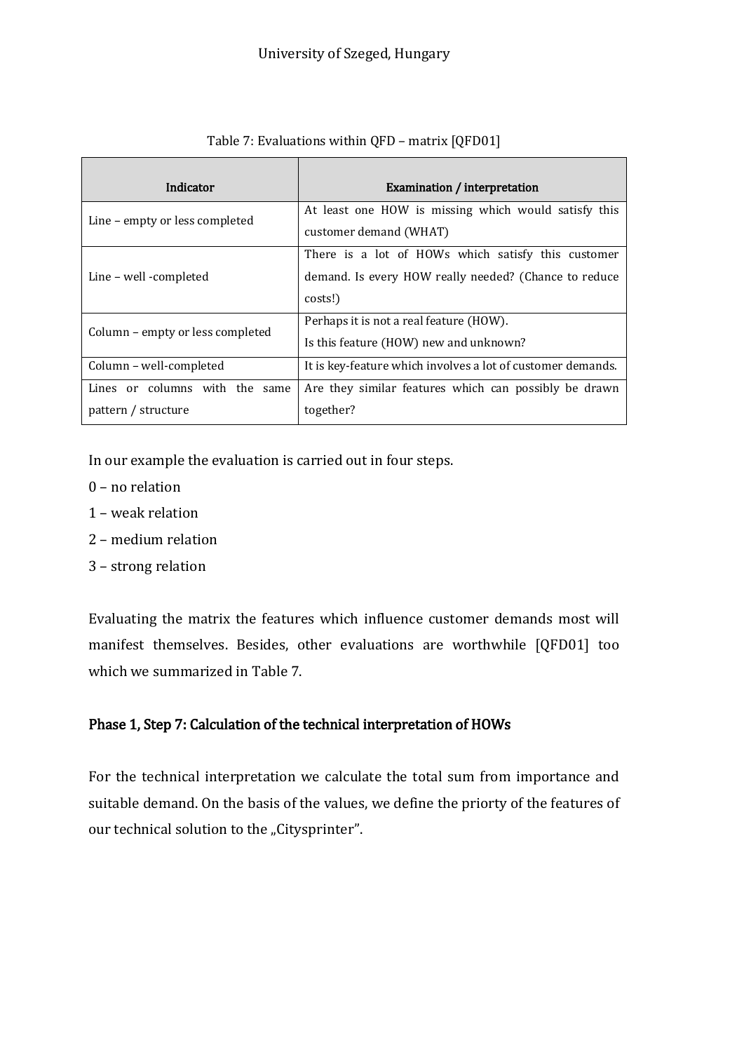Table 7: Evaluations within QFD – matrix [QFD01]

| Indicator | Examination / interpretation |
|---|---|
| Line – empty or less completed | At least one HOW is missing which would satisfy this customer demand (WHAT) |
| Line – well -completed | There is a lot of HOWs which satisfy this customer demand. Is every HOW really needed? (Chance to reduce costs!) |
| Column – empty or less completed | Perhaps it is not a real feature (HOW).<br>Is this feature (HOW) new and unknown? |
| Column – well-completed | It is key-feature which involves a lot of customer demands. |
| Lines or columns with the same pattern / structure | Are they similar features which can possibly be drawn together? |

In our example the evaluation is carried out in four steps.

0 – no relation

1 – weak relation

2 – medium relation

3 – strong relation

Evaluating the matrix the features which influence customer demands most will manifest themselves. Besides, other evaluations are worthwhile [QFD01] too which we summarized in Table 7.

### Phase 1, Step 7: Calculation of the technical interpretation of HOWs

For the technical interpretation we calculate the total sum from importance and suitable demand. On the basis of the values, we define the priorty of the features of our technical solution to the „Citysprinter".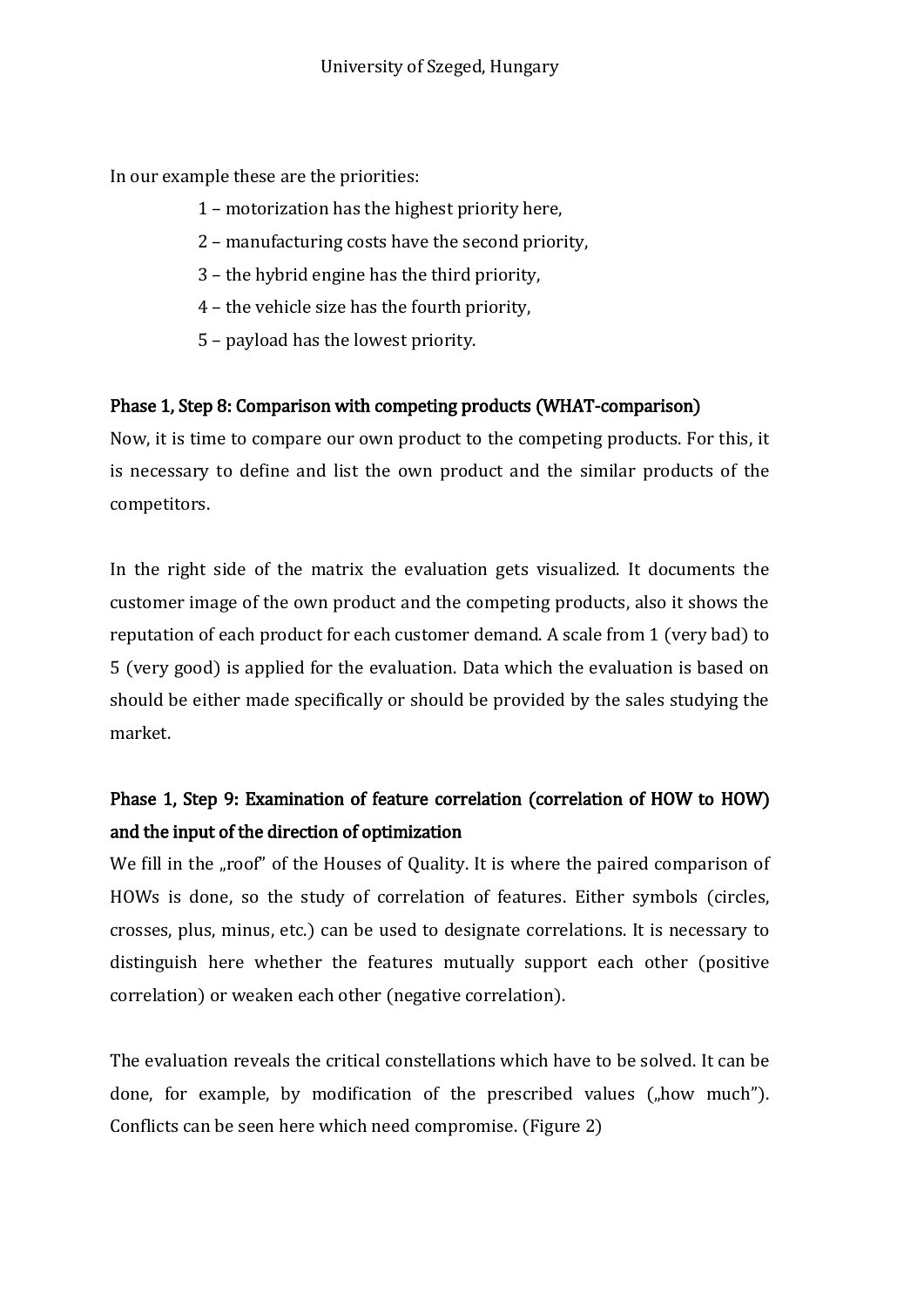In our example these are the priorities:

1 – motorization has the highest priority here,

2 – manufacturing costs have the second priority,

3 – the hybrid engine has the third priority,

4 – the vehicle size has the fourth priority,

5 – payload has the lowest priority.

### Phase 1, Step 8: Comparison with competing products (WHAT-comparison)

Now, it is time to compare our own product to the competing products. For this, it is necessary to define and list the own product and the similar products of the competitors.

In the right side of the matrix the evaluation gets visualized. It documents the customer image of the own product and the competing products, also it shows the reputation of each product for each customer demand. A scale from 1 (very bad) to 5 (very good) is applied for the evaluation. Data which the evaluation is based on should be either made specifically or should be provided by the sales studying the market.

### Phase 1, Step 9: Examination of feature correlation (correlation of HOW to HOW) and the input of the direction of optimization

We fill in the „roof" of the Houses of Quality. It is where the paired comparison of HOWs is done, so the study of correlation of features. Either symbols (circles, crosses, plus, minus, etc.) can be used to designate correlations. It is necessary to distinguish here whether the features mutually support each other (positive correlation) or weaken each other (negative correlation).

The evaluation reveals the critical constellations which have to be solved. It can be done, for example, by modification of the prescribed values („how much"). Conflicts can be seen here which need compromise. (Figure 2)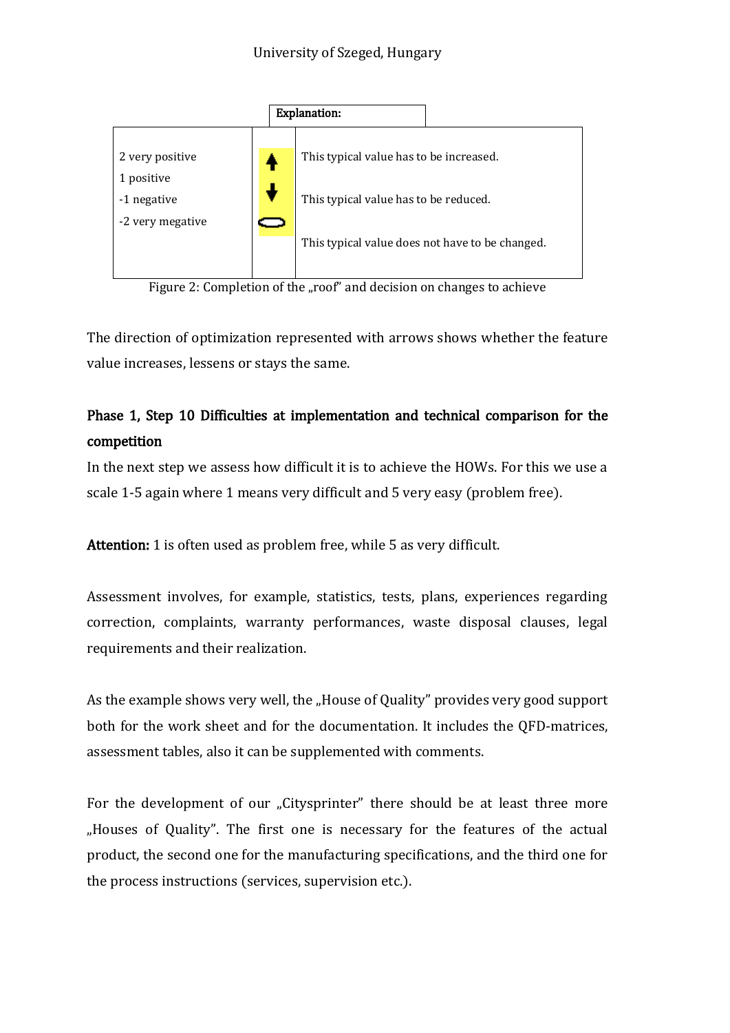| Explanation: | | |
|---|---|---|
| 2 very positive<br>1 positive<br>-1 negative<br>-2 very megative | ↑<br>↓<br>⬭ | This typical value has to be increased.<br>This typical value has to be reduced.<br>This typical value does not have to be changed. |

Figure 2: Completion of the „roof" and decision on changes to achieve

The direction of optimization represented with arrows shows whether the feature value increases, lessens or stays the same.

## Phase 1, Step 10 Difficulties at implementation and technical comparison for the competition

In the next step we assess how difficult it is to achieve the HOWs. For this we use a scale 1-5 again where 1 means very difficult and 5 very easy (problem free).

**Attention:** 1 is often used as problem free, while 5 as very difficult.

Assessment involves, for example, statistics, tests, plans, experiences regarding correction, complaints, warranty performances, waste disposal clauses, legal requirements and their realization.

As the example shows very well, the „House of Quality" provides very good support both for the work sheet and for the documentation. It includes the QFD-matrices, assessment tables, also it can be supplemented with comments.

For the development of our „Citysprinter" there should be at least three more „Houses of Quality". The first one is necessary for the features of the actual product, the second one for the manufacturing specifications, and the third one for the process instructions (services, supervision etc.).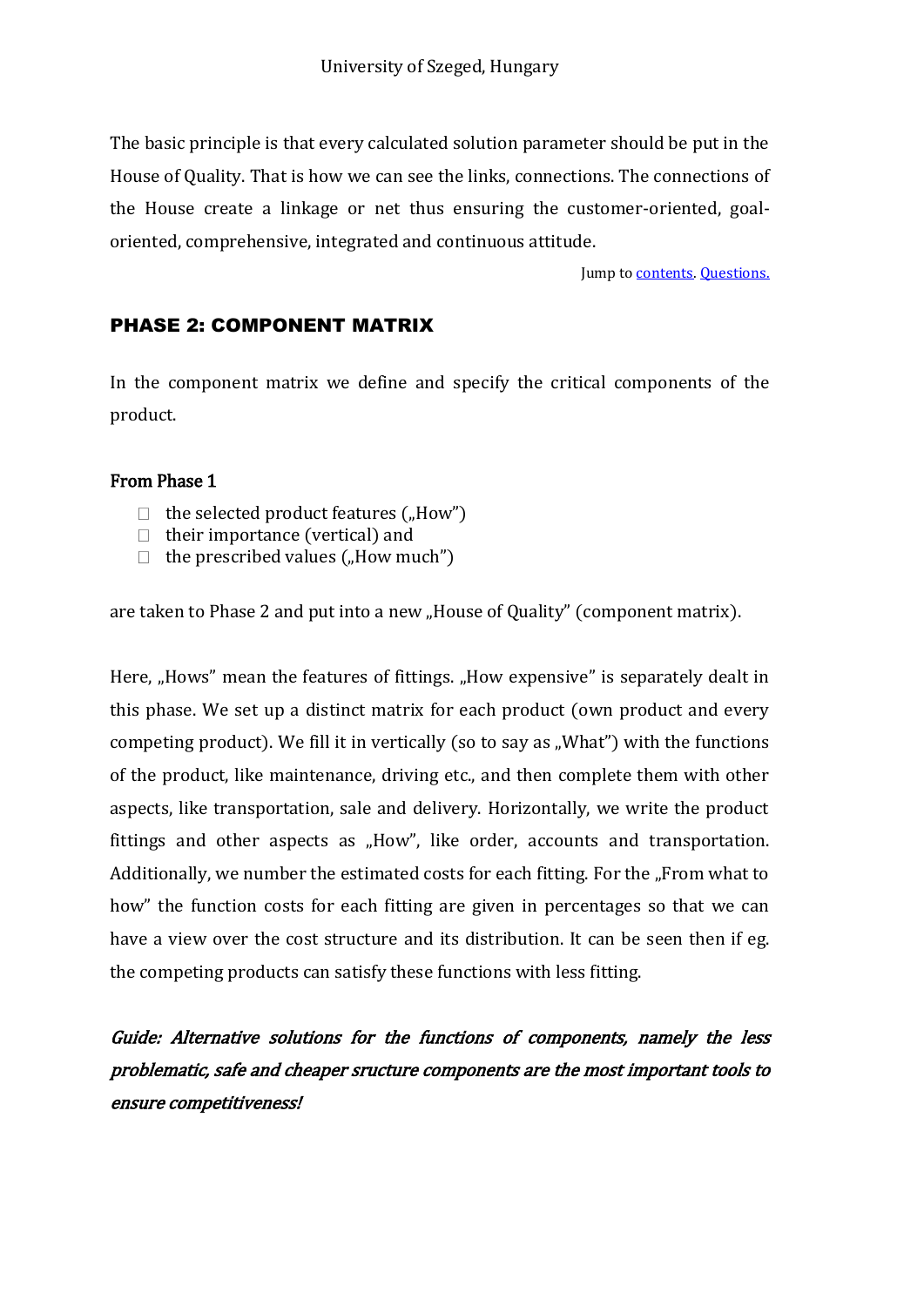The basic principle is that every calculated solution parameter should be put in the House of Quality. That is how we can see the links, connections. The connections of the House create a linkage or net thus ensuring the customer-oriented, goal-oriented, comprehensive, integrated and continuous attitude.

Jump to contents. Questions.

## PHASE 2: COMPONENT MATRIX

In the component matrix we define and specify the critical components of the product.

### From Phase 1

- the selected product features („How")
- their importance (vertical) and
- the prescribed values („How much")

are taken to Phase 2 and put into a new „House of Quality" (component matrix).

Here, „Hows" mean the features of fittings. „How expensive" is separately dealt in this phase. We set up a distinct matrix for each product (own product and every competing product). We fill it in vertically (so to say as „What") with the functions of the product, like maintenance, driving etc., and then complete them with other aspects, like transportation, sale and delivery. Horizontally, we write the product fittings and other aspects as „How", like order, accounts and transportation. Additionally, we number the estimated costs for each fitting. For the „From what to how" the function costs for each fitting are given in percentages so that we can have a view over the cost structure and its distribution. It can be seen then if eg. the competing products can satisfy these functions with less fitting.

***Guide: Alternative solutions for the functions of components, namely the less problematic, safe and cheaper sructure components are the most important tools to ensure competitiveness!***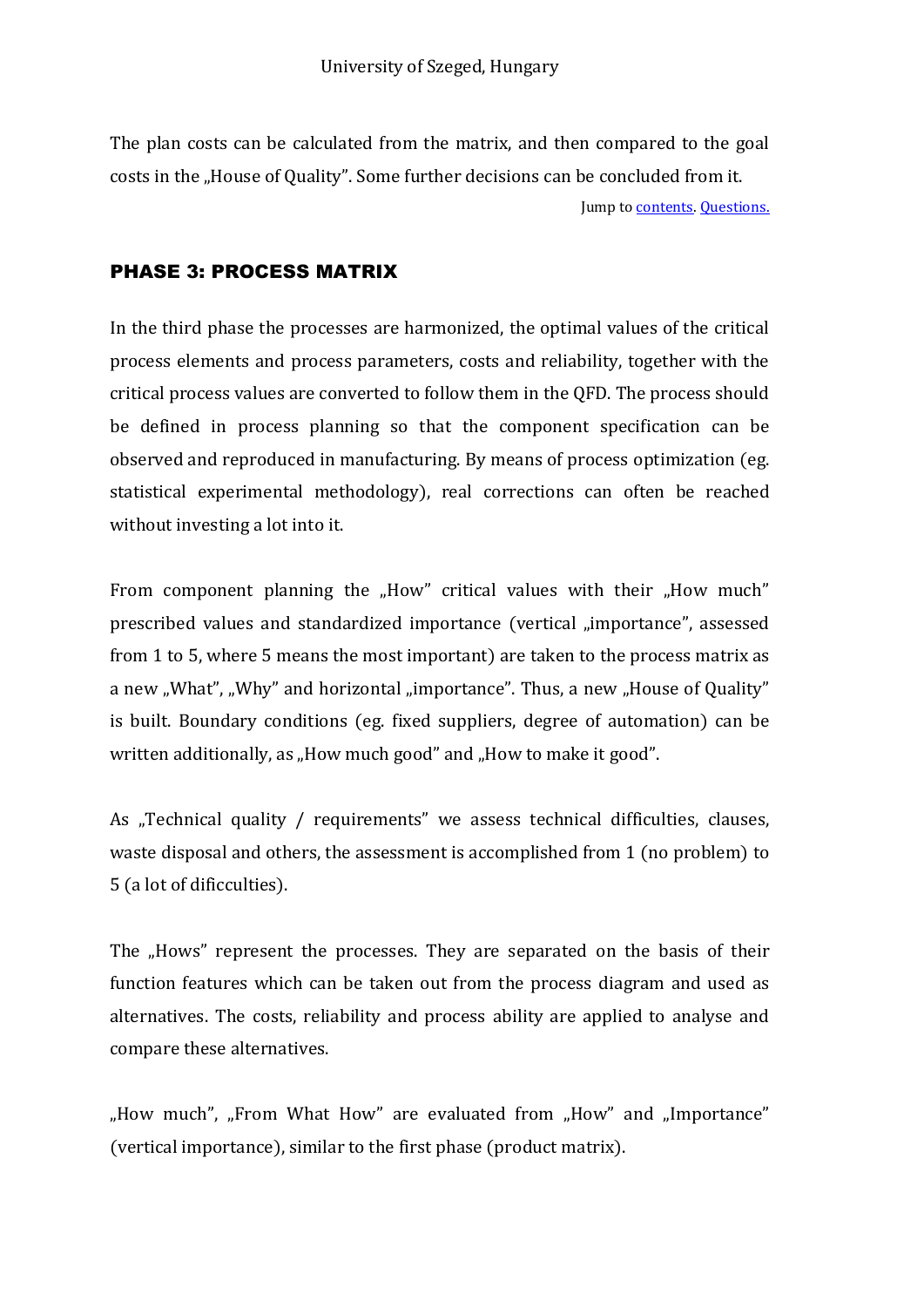The plan costs can be calculated from the matrix, and then compared to the goal costs in the „House of Quality". Some further decisions can be concluded from it.

Jump to contents. Questions.

## PHASE 3: PROCESS MATRIX

In the third phase the processes are harmonized, the optimal values of the critical process elements and process parameters, costs and reliability, together with the critical process values are converted to follow them in the QFD. The process should be defined in process planning so that the component specification can be observed and reproduced in manufacturing. By means of process optimization (eg. statistical experimental methodology), real corrections can often be reached without investing a lot into it.

From component planning the „How" critical values with their „How much" prescribed values and standardized importance (vertical „importance", assessed from 1 to 5, where 5 means the most important) are taken to the process matrix as a new „What", „Why" and horizontal „importance". Thus, a new „House of Quality" is built. Boundary conditions (eg. fixed suppliers, degree of automation) can be written additionally, as „How much good" and „How to make it good".

As „Technical quality / requirements" we assess technical difficulties, clauses, waste disposal and others, the assessment is accomplished from 1 (no problem) to 5 (a lot of dificculties).

The „Hows" represent the processes. They are separated on the basis of their function features which can be taken out from the process diagram and used as alternatives. The costs, reliability and process ability are applied to analyse and compare these alternatives.

„How much", „From What How" are evaluated from „How" and „Importance" (vertical importance), similar to the first phase (product matrix).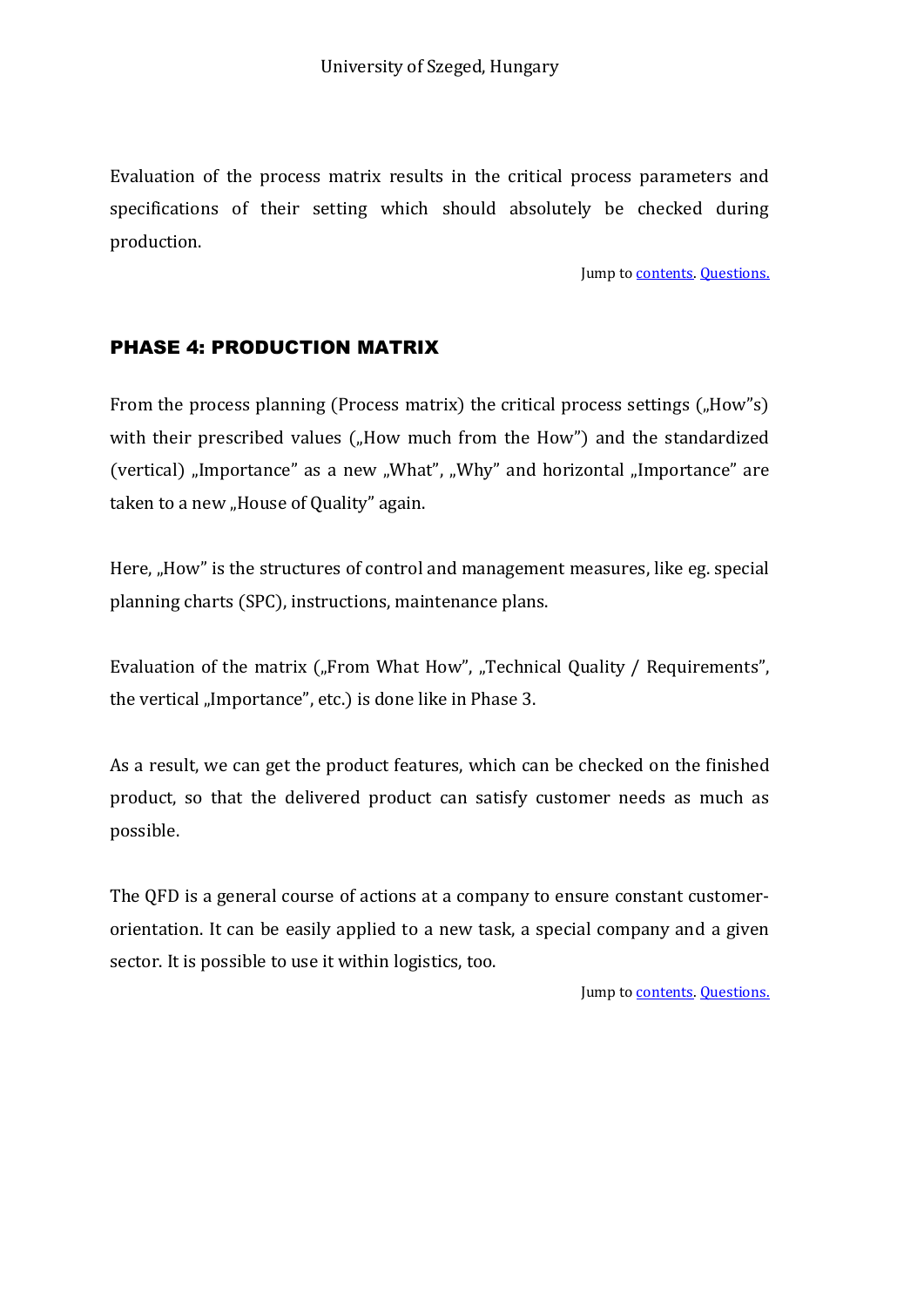Evaluation of the process matrix results in the critical process parameters and specifications of their setting which should absolutely be checked during production.

Jump to contents. Questions.

## PHASE 4: PRODUCTION MATRIX

From the process planning (Process matrix) the critical process settings („How"s) with their prescribed values („How much from the How") and the standardized (vertical) „Importance" as a new „What", „Why" and horizontal „Importance" are taken to a new „House of Quality" again.

Here, „How" is the structures of control and management measures, like eg. special planning charts (SPC), instructions, maintenance plans.

Evaluation of the matrix („From What How", „Technical Quality / Requirements", the vertical „Importance", etc.) is done like in Phase 3.

As a result, we can get the product features, which can be checked on the finished product, so that the delivered product can satisfy customer needs as much as possible.

The QFD is a general course of actions at a company to ensure constant customer-orientation. It can be easily applied to a new task, a special company and a given sector. It is possible to use it within logistics, too.

Jump to contents. Questions.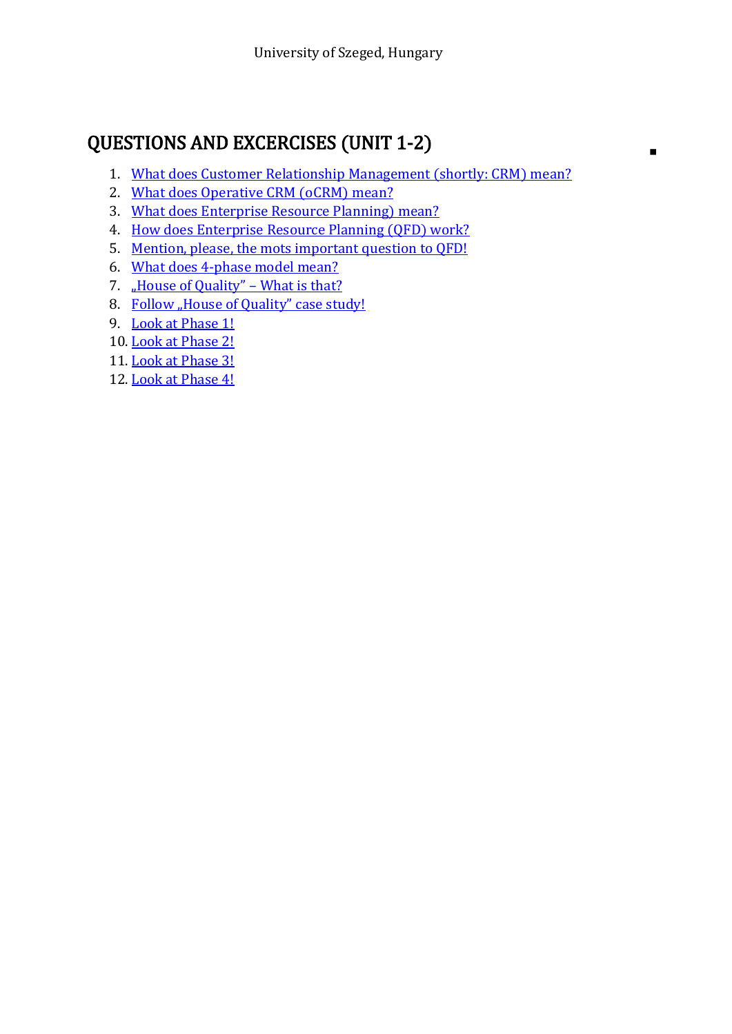## QUESTIONS AND EXCERCISES (UNIT 1-2)

1. What does Customer Relationship Management (shortly: CRM) mean?
2. What does Operative CRM (oCRM) mean?
3. What does Enterprise Resource Planning) mean?
4. How does Enterprise Resource Planning (QFD) work?
5. Mention, please, the mots important question to QFD!
6. What does 4-phase model mean?
7. „House of Quality" – What is that?
8. Follow „House of Quality" case study!
9. Look at Phase 1!
10. Look at Phase 2!
11. Look at Phase 3!
12. Look at Phase 4!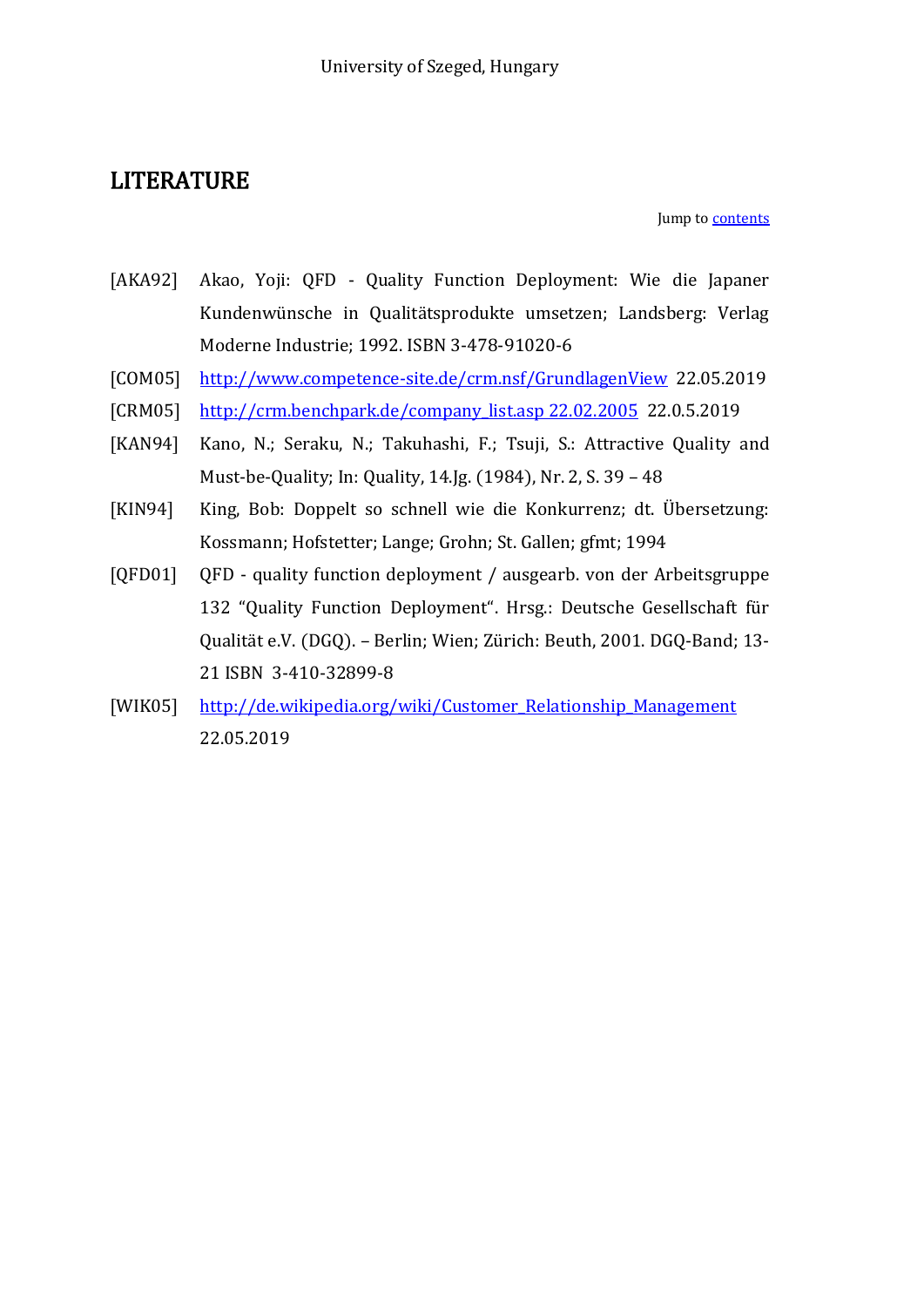# LITERATURE

Jump to contents

[AKA92] Akao, Yoji: QFD - Quality Function Deployment: Wie die Japaner Kundenwünsche in Qualitätsprodukte umsetzen; Landsberg: Verlag Moderne Industrie; 1992. ISBN 3-478-91020-6

[COM05] http://www.competence-site.de/crm.nsf/GrundlagenView 22.05.2019

[CRM05] http://crm.benchpark.de/company_list.asp 22.02.2005 22.0.5.2019

[KAN94] Kano, N.; Seraku, N.; Takuhashi, F.; Tsuji, S.: Attractive Quality and Must-be-Quality; In: Quality, 14.Jg. (1984), Nr. 2, S. 39 – 48

[KIN94] King, Bob: Doppelt so schnell wie die Konkurrenz; dt. Übersetzung: Kossmann; Hofstetter; Lange; Grohn; St. Gallen; gfmt; 1994

[QFD01] QFD - quality function deployment / ausgearb. von der Arbeitsgruppe 132 "Quality Function Deployment". Hrsg.: Deutsche Gesellschaft für Qualität e.V. (DGQ). – Berlin; Wien; Zürich: Beuth, 2001. DGQ-Band; 13-21 ISBN 3-410-32899-8

[WIK05] http://de.wikipedia.org/wiki/Customer_Relationship_Management 22.05.2019